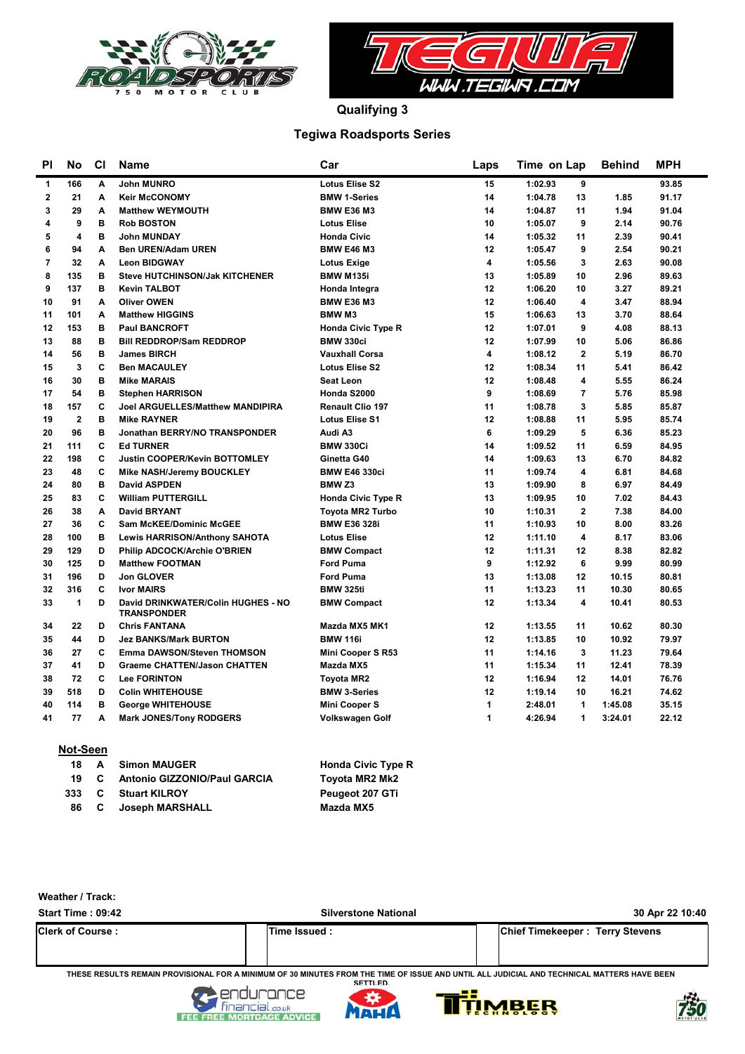## Qualifying 3

## Tegiwa Roadsports Series

| Pl | No | Cl | Name | Car | Laps | Time | on Lap | Behind | MPH |
|---|---|---|---|---|---|---|---|---|---|
| 1 | 166 | A | John MUNRO | Lotus Elise S2 | 15 | 1:02.93 | 9 | | 93.85 |
| 2 | 21 | A | Keir McCONOMY | BMW 1-Series | 14 | 1:04.78 | 13 | 1.85 | 91.17 |
| 3 | 29 | A | Matthew WEYMOUTH | BMW E36 M3 | 14 | 1:04.87 | 11 | 1.94 | 91.04 |
| 4 | 9 | B | Rob BOSTON | Lotus Elise | 10 | 1:05.07 | 9 | 2.14 | 90.76 |
| 5 | 4 | B | John MUNDAY | Honda Civic | 14 | 1:05.32 | 11 | 2.39 | 90.41 |
| 6 | 94 | A | Ben UREN/Adam UREN | BMW E46 M3 | 12 | 1:05.47 | 9 | 2.54 | 90.21 |
| 7 | 32 | A | Leon BIDGWAY | Lotus Exige | 4 | 1:05.56 | 3 | 2.63 | 90.08 |
| 8 | 135 | B | Steve HUTCHINSON/Jak KITCHENER | BMW M135i | 13 | 1:05.89 | 10 | 2.96 | 89.63 |
| 9 | 137 | B | Kevin TALBOT | Honda Integra | 12 | 1:06.20 | 10 | 3.27 | 89.21 |
| 10 | 91 | A | Oliver OWEN | BMW E36 M3 | 12 | 1:06.40 | 4 | 3.47 | 88.94 |
| 11 | 101 | A | Matthew HIGGINS | BMW M3 | 15 | 1:06.63 | 13 | 3.70 | 88.64 |
| 12 | 153 | B | Paul BANCROFT | Honda Civic Type R | 12 | 1:07.01 | 9 | 4.08 | 88.13 |
| 13 | 88 | B | Bill REDDROP/Sam REDDROP | BMW 330ci | 12 | 1:07.99 | 10 | 5.06 | 86.86 |
| 14 | 56 | B | James BIRCH | Vauxhall Corsa | 4 | 1:08.12 | 2 | 5.19 | 86.70 |
| 15 | 3 | C | Ben MACAULEY | Lotus Elise S2 | 12 | 1:08.34 | 11 | 5.41 | 86.42 |
| 16 | 30 | B | Mike MARAIS | Seat Leon | 12 | 1:08.48 | 4 | 5.55 | 86.24 |
| 17 | 54 | B | Stephen HARRISON | Honda S2000 | 9 | 1:08.69 | 7 | 5.76 | 85.98 |
| 18 | 157 | C | Joel ARGUELLES/Matthew MANDIPIRA | Renault Clio 197 | 11 | 1:08.78 | 3 | 5.85 | 85.87 |
| 19 | 2 | B | Mike RAYNER | Lotus Elise S1 | 12 | 1:08.88 | 11 | 5.95 | 85.74 |
| 20 | 96 | B | Jonathan BERRY/NO TRANSPONDER | Audi A3 | 6 | 1:09.29 | 5 | 6.36 | 85.23 |
| 21 | 111 | C | Ed TURNER | BMW 330Ci | 14 | 1:09.52 | 11 | 6.59 | 84.95 |
| 22 | 198 | C | Justin COOPER/Kevin BOTTOMLEY | Ginetta G40 | 14 | 1:09.63 | 13 | 6.70 | 84.82 |
| 23 | 48 | C | Mike NASH/Jeremy BOUCKLEY | BMW E46 330ci | 11 | 1:09.74 | 4 | 6.81 | 84.68 |
| 24 | 80 | B | David ASPDEN | BMW Z3 | 13 | 1:09.90 | 8 | 6.97 | 84.49 |
| 25 | 83 | C | William PUTTERGILL | Honda Civic Type R | 13 | 1:09.95 | 10 | 7.02 | 84.43 |
| 26 | 38 | A | David BRYANT | Toyota MR2 Turbo | 10 | 1:10.31 | 2 | 7.38 | 84.00 |
| 27 | 36 | C | Sam McKEE/Dominic McGEE | BMW E36 328i | 11 | 1:10.93 | 10 | 8.00 | 83.26 |
| 28 | 100 | B | Lewis HARRISON/Anthony SAHOTA | Lotus Elise | 12 | 1:11.10 | 4 | 8.17 | 83.06 |
| 29 | 129 | D | Philip ADCOCK/Archie O'BRIEN | BMW Compact | 12 | 1:11.31 | 12 | 8.38 | 82.82 |
| 30 | 125 | D | Matthew FOOTMAN | Ford Puma | 9 | 1:12.92 | 6 | 9.99 | 80.99 |
| 31 | 196 | D | Jon GLOVER | Ford Puma | 13 | 1:13.08 | 12 | 10.15 | 80.81 |
| 32 | 316 | C | Ivor MAIRS | BMW 325ti | 11 | 1:13.23 | 11 | 10.30 | 80.65 |
| 33 | 1 | D | David DRINKWATER/Colin HUGHES - NO TRANSPONDER | BMW Compact | 12 | 1:13.34 | 4 | 10.41 | 80.53 |
| 34 | 22 | D | Chris FANTANA | Mazda MX5 MK1 | 12 | 1:13.55 | 11 | 10.62 | 80.30 |
| 35 | 44 | D | Jez BANKS/Mark BURTON | BMW 116i | 12 | 1:13.85 | 10 | 10.92 | 79.97 |
| 36 | 27 | C | Emma DAWSON/Steven THOMSON | Mini Cooper S R53 | 11 | 1:14.16 | 3 | 11.23 | 79.64 |
| 37 | 41 | D | Graeme CHATTEN/Jason CHATTEN | Mazda MX5 | 11 | 1:15.34 | 11 | 12.41 | 78.39 |
| 38 | 72 | C | Lee FORINTON | Toyota MR2 | 12 | 1:16.94 | 12 | 14.01 | 76.76 |
| 39 | 518 | D | Colin WHITEHOUSE | BMW 3-Series | 12 | 1:19.14 | 10 | 16.21 | 74.62 |
| 40 | 114 | B | George WHITEHOUSE | Mini Cooper S | 1 | 2:48.01 | 1 | 1:45.08 | 35.15 |
| 41 | 77 | A | Mark JONES/Tony RODGERS | Volkswagen Golf | 1 | 4:26.94 | 1 | 3:24.01 | 22.12 |

**Not-Seen**

| No | Cl | Name | Car |
|---|---|---|---|
| 18 | A | Simon MAUGER | Honda Civic Type R |
| 19 | C | Antonio GIZZONIO/Paul GARCIA | Toyota MR2 Mk2 |
| 333 | C | Stuart KILROY | Peugeot 207 GTi |
| 86 | C | Joseph MARSHALL | Mazda MX5 |

Weather / Track:

Start Time : 09:42 | Silverstone National | 30 Apr 22 10:40

| Clerk of Course : | Time Issued : | Chief Timekeeper : Terry Stevens |
|---|---|---|

THESE RESULTS REMAIN PROVISIONAL FOR A MINIMUM OF 30 MINUTES FROM THE TIME OF ISSUE AND UNTIL ALL JUDICIAL AND TECHNICAL MATTERS HAVE BEEN SETTLED.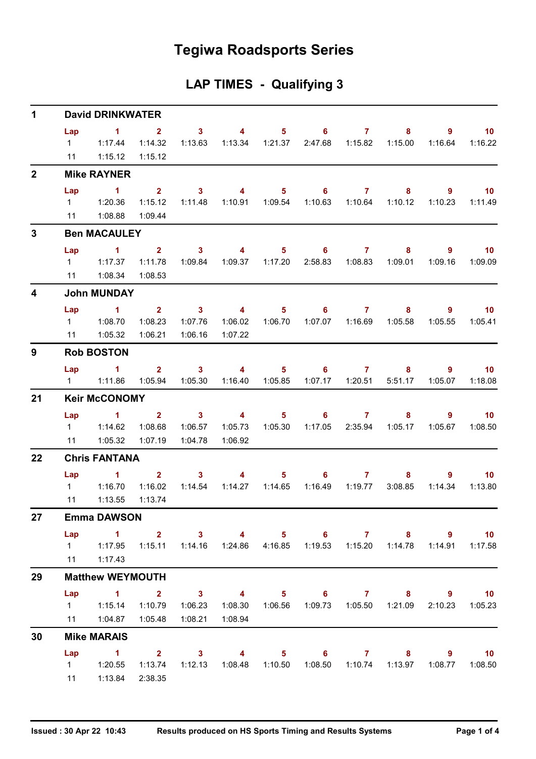# Tegiwa Roadsports Series

## LAP TIMES - Qualifying 3

### 1 David DRINKWATER

| Lap | 1 | 2 | 3 | 4 | 5 | 6 | 7 | 8 | 9 | 10 |
|---|---|---|---|---|---|---|---|---|---|---|
| 1 | 1:17.44 | 1:14.32 | 1:13.63 | 1:13.34 | 1:21.37 | 2:47.68 | 1:15.82 | 1:15.00 | 1:16.64 | 1:16.22 |
| 11 | 1:15.12 | 1:15.12 | | | | | | | | |

### 2 Mike RAYNER

| Lap | 1 | 2 | 3 | 4 | 5 | 6 | 7 | 8 | 9 | 10 |
|---|---|---|---|---|---|---|---|---|---|---|
| 1 | 1:20.36 | 1:15.12 | 1:11.48 | 1:10.91 | 1:09.54 | 1:10.63 | 1:10.64 | 1:10.12 | 1:10.23 | 1:11.49 |
| 11 | 1:08.88 | 1:09.44 | | | | | | | | |

### 3 Ben MACAULEY

| Lap | 1 | 2 | 3 | 4 | 5 | 6 | 7 | 8 | 9 | 10 |
|---|---|---|---|---|---|---|---|---|---|---|
| 1 | 1:17.37 | 1:11.78 | 1:09.84 | 1:09.37 | 1:17.20 | 2:58.83 | 1:08.83 | 1:09.01 | 1:09.16 | 1:09.09 |
| 11 | 1:08.34 | 1:08.53 | | | | | | | | |

### 4 John MUNDAY

| Lap | 1 | 2 | 3 | 4 | 5 | 6 | 7 | 8 | 9 | 10 |
|---|---|---|---|---|---|---|---|---|---|---|
| 1 | 1:08.70 | 1:08.23 | 1:07.76 | 1:06.02 | 1:06.70 | 1:07.07 | 1:16.69 | 1:05.58 | 1:05.55 | 1:05.41 |
| 11 | 1:05.32 | 1:06.21 | 1:06.16 | 1:07.22 | | | | | | |

### 9 Rob BOSTON

| Lap | 1 | 2 | 3 | 4 | 5 | 6 | 7 | 8 | 9 | 10 |
|---|---|---|---|---|---|---|---|---|---|---|
| 1 | 1:11.86 | 1:05.94 | 1:05.30 | 1:16.40 | 1:05.85 | 1:07.17 | 1:20.51 | 5:51.17 | 1:05.07 | 1:18.08 |

### 21 Keir McCONOMY

| Lap | 1 | 2 | 3 | 4 | 5 | 6 | 7 | 8 | 9 | 10 |
|---|---|---|---|---|---|---|---|---|---|---|
| 1 | 1:14.62 | 1:08.68 | 1:06.57 | 1:05.73 | 1:05.30 | 1:17.05 | 2:35.94 | 1:05.17 | 1:05.67 | 1:08.50 |
| 11 | 1:05.32 | 1:07.19 | 1:04.78 | 1:06.92 | | | | | | |

### 22 Chris FANTANA

| Lap | 1 | 2 | 3 | 4 | 5 | 6 | 7 | 8 | 9 | 10 |
|---|---|---|---|---|---|---|---|---|---|---|
| 1 | 1:16.70 | 1:16.02 | 1:14.54 | 1:14.27 | 1:14.65 | 1:16.49 | 1:19.77 | 3:08.85 | 1:14.34 | 1:13.80 |
| 11 | 1:13.55 | 1:13.74 | | | | | | | | |

### 27 Emma DAWSON

| Lap | 1 | 2 | 3 | 4 | 5 | 6 | 7 | 8 | 9 | 10 |
|---|---|---|---|---|---|---|---|---|---|---|
| 1 | 1:17.95 | 1:15.11 | 1:14.16 | 1:24.86 | 4:16.85 | 1:19.53 | 1:15.20 | 1:14.78 | 1:14.91 | 1:17.58 |
| 11 | 1:17.43 | | | | | | | | | |

### 29 Matthew WEYMOUTH

| Lap | 1 | 2 | 3 | 4 | 5 | 6 | 7 | 8 | 9 | 10 |
|---|---|---|---|---|---|---|---|---|---|---|
| 1 | 1:15.14 | 1:10.79 | 1:06.23 | 1:08.30 | 1:06.56 | 1:09.73 | 1:05.50 | 1:21.09 | 2:10.23 | 1:05.23 |
| 11 | 1:04.87 | 1:05.48 | 1:08.21 | 1:08.94 | | | | | | |

### 30 Mike MARAIS

| Lap | 1 | 2 | 3 | 4 | 5 | 6 | 7 | 8 | 9 | 10 |
|---|---|---|---|---|---|---|---|---|---|---|
| 1 | 1:20.55 | 1:13.74 | 1:12.13 | 1:08.48 | 1:10.50 | 1:08.50 | 1:10.74 | 1:13.97 | 1:08.77 | 1:08.50 |
| 11 | 1:13.84 | 2:38.35 | | | | | | | | |

Issued : 30 Apr 22 10:43 Results produced on HS Sports Timing and Results Systems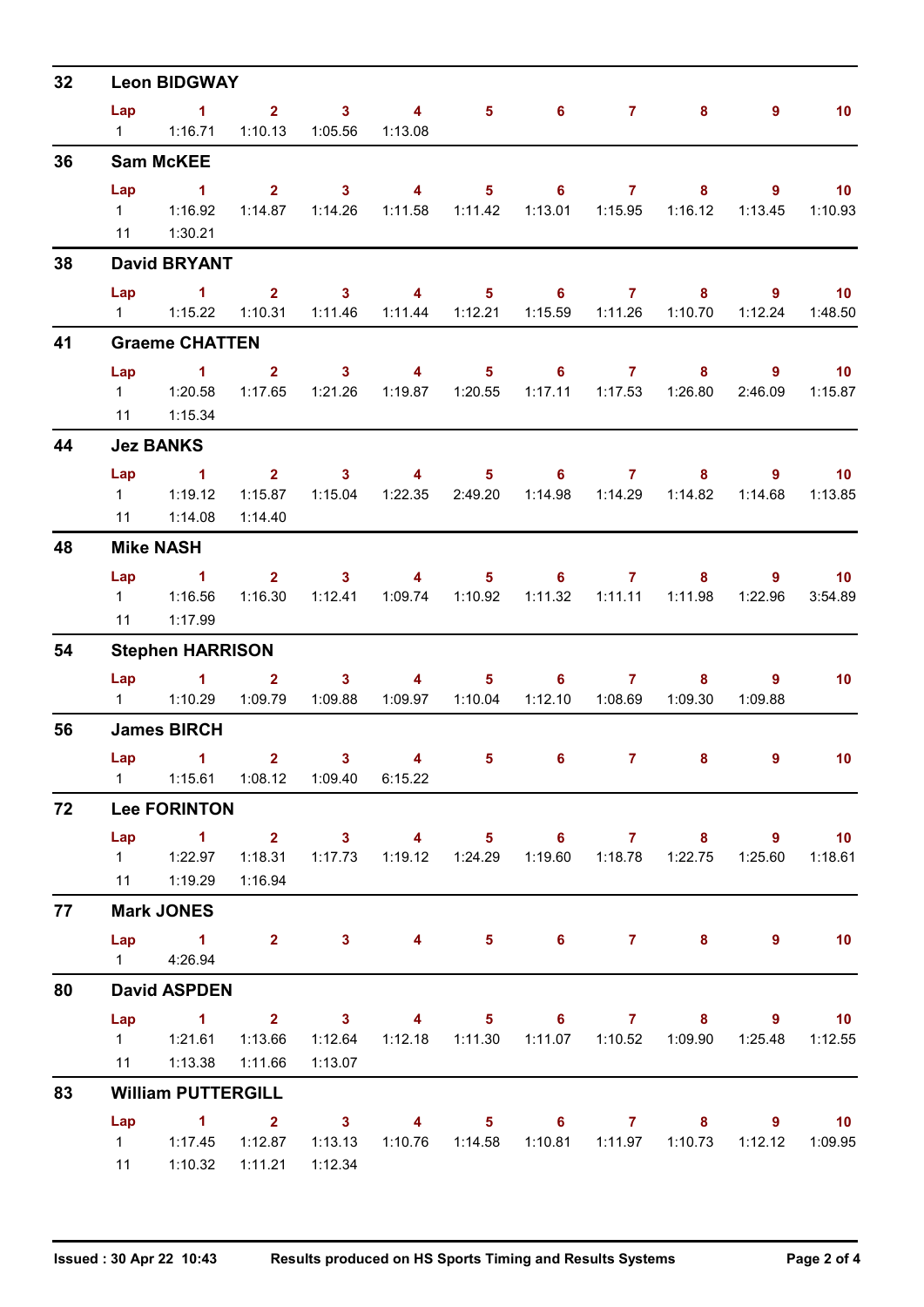## 32 Leon BIDGWAY

| Lap | 1 | 2 | 3 | 4 | 5 | 6 | 7 | 8 | 9 | 10 |
|---|---|---|---|---|---|---|---|---|---|---|
| 1 | 1:16.71 | 1:10.13 | 1:05.56 | 1:13.08 | | | | | | |

## 36 Sam McKEE

| Lap | 1 | 2 | 3 | 4 | 5 | 6 | 7 | 8 | 9 | 10 |
|---|---|---|---|---|---|---|---|---|---|---|
| 1 | 1:16.92 | 1:14.87 | 1:14.26 | 1:11.58 | 1:11.42 | 1:13.01 | 1:15.95 | 1:16.12 | 1:13.45 | 1:10.93 |
| 11 | 1:30.21 | | | | | | | | | |

## 38 David BRYANT

| Lap | 1 | 2 | 3 | 4 | 5 | 6 | 7 | 8 | 9 | 10 |
|---|---|---|---|---|---|---|---|---|---|---|
| 1 | 1:15.22 | 1:10.31 | 1:11.46 | 1:11.44 | 1:12.21 | 1:15.59 | 1:11.26 | 1:10.70 | 1:12.24 | 1:48.50 |

## 41 Graeme CHATTEN

| Lap | 1 | 2 | 3 | 4 | 5 | 6 | 7 | 8 | 9 | 10 |
|---|---|---|---|---|---|---|---|---|---|---|
| 1 | 1:20.58 | 1:17.65 | 1:21.26 | 1:19.87 | 1:20.55 | 1:17.11 | 1:17.53 | 1:26.80 | 2:46.09 | 1:15.87 |
| 11 | 1:15.34 | | | | | | | | | |

## 44 Jez BANKS

| Lap | 1 | 2 | 3 | 4 | 5 | 6 | 7 | 8 | 9 | 10 |
|---|---|---|---|---|---|---|---|---|---|---|
| 1 | 1:19.12 | 1:15.87 | 1:15.04 | 1:22.35 | 2:49.20 | 1:14.98 | 1:14.29 | 1:14.82 | 1:14.68 | 1:13.85 |
| 11 | 1:14.08 | 1:14.40 | | | | | | | | |

## 48 Mike NASH

| Lap | 1 | 2 | 3 | 4 | 5 | 6 | 7 | 8 | 9 | 10 |
|---|---|---|---|---|---|---|---|---|---|---|
| 1 | 1:16.56 | 1:16.30 | 1:12.41 | 1:09.74 | 1:10.92 | 1:11.32 | 1:11.11 | 1:11.98 | 1:22.96 | 3:54.89 |
| 11 | 1:17.99 | | | | | | | | | |

## 54 Stephen HARRISON

| Lap | 1 | 2 | 3 | 4 | 5 | 6 | 7 | 8 | 9 | 10 |
|---|---|---|---|---|---|---|---|---|---|---|
| 1 | 1:10.29 | 1:09.79 | 1:09.88 | 1:09.97 | 1:10.04 | 1:12.10 | 1:08.69 | 1:09.30 | 1:09.88 | |

## 56 James BIRCH

| Lap | 1 | 2 | 3 | 4 | 5 | 6 | 7 | 8 | 9 | 10 |
|---|---|---|---|---|---|---|---|---|---|---|
| 1 | 1:15.61 | 1:08.12 | 1:09.40 | 6:15.22 | | | | | | |

## 72 Lee FORINTON

| Lap | 1 | 2 | 3 | 4 | 5 | 6 | 7 | 8 | 9 | 10 |
|---|---|---|---|---|---|---|---|---|---|---|
| 1 | 1:22.97 | 1:18.31 | 1:17.73 | 1:19.12 | 1:24.29 | 1:19.60 | 1:18.78 | 1:22.75 | 1:25.60 | 1:18.61 |
| 11 | 1:19.29 | 1:16.94 | | | | | | | | |

## 77 Mark JONES

| Lap | 1 | 2 | 3 | 4 | 5 | 6 | 7 | 8 | 9 | 10 |
|---|---|---|---|---|---|---|---|---|---|---|
| 1 | 4:26.94 | | | | | | | | | |

## 80 David ASPDEN

| Lap | 1 | 2 | 3 | 4 | 5 | 6 | 7 | 8 | 9 | 10 |
|---|---|---|---|---|---|---|---|---|---|---|
| 1 | 1:21.61 | 1:13.66 | 1:12.64 | 1:12.18 | 1:11.30 | 1:11.07 | 1:10.52 | 1:09.90 | 1:25.48 | 1:12.55 |
| 11 | 1:13.38 | 1:11.66 | 1:13.07 | | | | | | | |

## 83 William PUTTERGILL

| Lap | 1 | 2 | 3 | 4 | 5 | 6 | 7 | 8 | 9 | 10 |
|---|---|---|---|---|---|---|---|---|---|---|
| 1 | 1:17.45 | 1:12.87 | 1:13.13 | 1:10.76 | 1:14.58 | 1:10.81 | 1:11.97 | 1:10.73 | 1:12.12 | 1:09.95 |
| 11 | 1:10.32 | 1:11.21 | 1:12.34 | | | | | | | |

Issued : 30 Apr 22 10:43 — Results produced on HS Sports Timing and Results Systems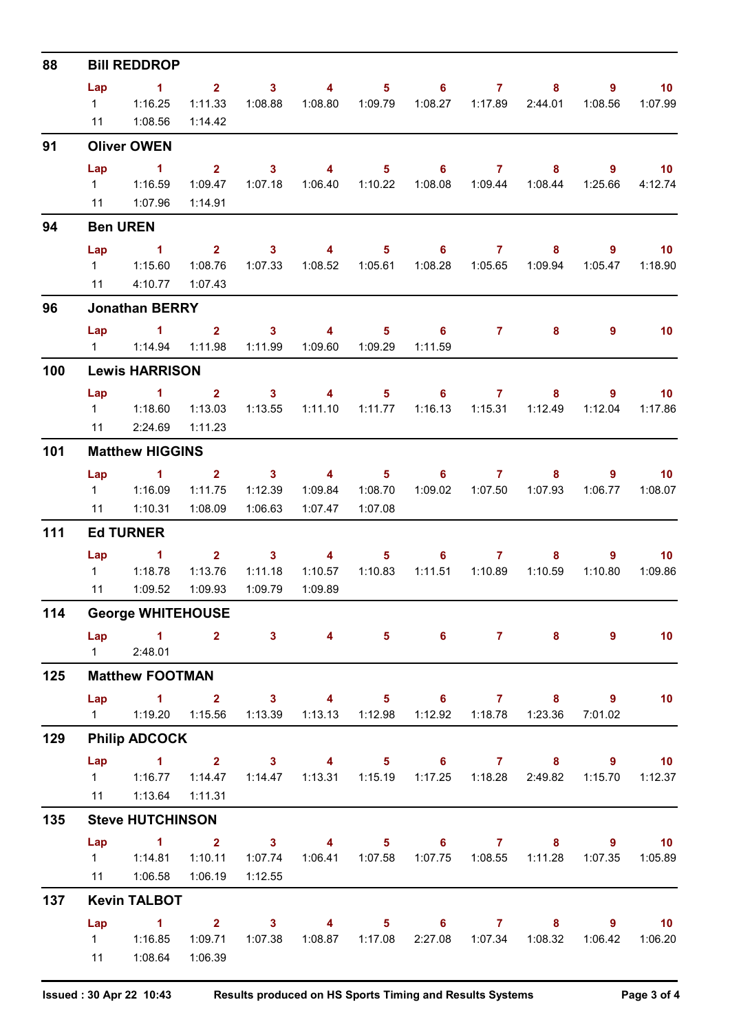## 88 Bill REDDROP

| Lap | 1 | 2 | 3 | 4 | 5 | 6 | 7 | 8 | 9 | 10 |
|---|---|---|---|---|---|---|---|---|---|---|
| 1 | 1:16.25 | 1:11.33 | 1:08.88 | 1:08.80 | 1:09.79 | 1:08.27 | 1:17.89 | 2:44.01 | 1:08.56 | 1:07.99 |
| 11 | 1:08.56 | 1:14.42 | | | | | | | | |

## 91 Oliver OWEN

| Lap | 1 | 2 | 3 | 4 | 5 | 6 | 7 | 8 | 9 | 10 |
|---|---|---|---|---|---|---|---|---|---|---|
| 1 | 1:16.59 | 1:09.47 | 1:07.18 | 1:06.40 | 1:10.22 | 1:08.08 | 1:09.44 | 1:08.44 | 1:25.66 | 4:12.74 |
| 11 | 1:07.96 | 1:14.91 | | | | | | | | |

## 94 Ben UREN

| Lap | 1 | 2 | 3 | 4 | 5 | 6 | 7 | 8 | 9 | 10 |
|---|---|---|---|---|---|---|---|---|---|---|
| 1 | 1:15.60 | 1:08.76 | 1:07.33 | 1:08.52 | 1:05.61 | 1:08.28 | 1:05.65 | 1:09.94 | 1:05.47 | 1:18.90 |
| 11 | 4:10.77 | 1:07.43 | | | | | | | | |

## 96 Jonathan BERRY

| Lap | 1 | 2 | 3 | 4 | 5 | 6 | 7 | 8 | 9 | 10 |
|---|---|---|---|---|---|---|---|---|---|---|
| 1 | 1:14.94 | 1:11.98 | 1:11.99 | 1:09.60 | 1:09.29 | 1:11.59 | | | | |

## 100 Lewis HARRISON

| Lap | 1 | 2 | 3 | 4 | 5 | 6 | 7 | 8 | 9 | 10 |
|---|---|---|---|---|---|---|---|---|---|---|
| 1 | 1:18.60 | 1:13.03 | 1:13.55 | 1:11.10 | 1:11.77 | 1:16.13 | 1:15.31 | 1:12.49 | 1:12.04 | 1:17.86 |
| 11 | 2:24.69 | 1:11.23 | | | | | | | | |

## 101 Matthew HIGGINS

| Lap | 1 | 2 | 3 | 4 | 5 | 6 | 7 | 8 | 9 | 10 |
|---|---|---|---|---|---|---|---|---|---|---|
| 1 | 1:16.09 | 1:11.75 | 1:12.39 | 1:09.84 | 1:08.70 | 1:09.02 | 1:07.50 | 1:07.93 | 1:06.77 | 1:08.07 |
| 11 | 1:10.31 | 1:08.09 | 1:06.63 | 1:07.47 | 1:07.08 | | | | | |

## 111 Ed TURNER

| Lap | 1 | 2 | 3 | 4 | 5 | 6 | 7 | 8 | 9 | 10 |
|---|---|---|---|---|---|---|---|---|---|---|
| 1 | 1:18.78 | 1:13.76 | 1:11.18 | 1:10.57 | 1:10.83 | 1:11.51 | 1:10.89 | 1:10.59 | 1:10.80 | 1:09.86 |
| 11 | 1:09.52 | 1:09.93 | 1:09.79 | 1:09.89 | | | | | | |

## 114 George WHITEHOUSE

| Lap | 1 | 2 | 3 | 4 | 5 | 6 | 7 | 8 | 9 | 10 |
|---|---|---|---|---|---|---|---|---|---|---|
| 1 | 2:48.01 | | | | | | | | | |

## 125 Matthew FOOTMAN

| Lap | 1 | 2 | 3 | 4 | 5 | 6 | 7 | 8 | 9 | 10 |
|---|---|---|---|---|---|---|---|---|---|---|
| 1 | 1:19.20 | 1:15.56 | 1:13.39 | 1:13.13 | 1:12.98 | 1:12.92 | 1:18.78 | 1:23.36 | 7:01.02 | |

## 129 Philip ADCOCK

| Lap | 1 | 2 | 3 | 4 | 5 | 6 | 7 | 8 | 9 | 10 |
|---|---|---|---|---|---|---|---|---|---|---|
| 1 | 1:16.77 | 1:14.47 | 1:14.47 | 1:13.31 | 1:15.19 | 1:17.25 | 1:18.28 | 2:49.82 | 1:15.70 | 1:12.37 |
| 11 | 1:13.64 | 1:11.31 | | | | | | | | |

## 135 Steve HUTCHINSON

| Lap | 1 | 2 | 3 | 4 | 5 | 6 | 7 | 8 | 9 | 10 |
|---|---|---|---|---|---|---|---|---|---|---|
| 1 | 1:14.81 | 1:10.11 | 1:07.74 | 1:06.41 | 1:07.58 | 1:07.75 | 1:08.55 | 1:11.28 | 1:07.35 | 1:05.89 |
| 11 | 1:06.58 | 1:06.19 | 1:12.55 | | | | | | | |

## 137 Kevin TALBOT

| Lap | 1 | 2 | 3 | 4 | 5 | 6 | 7 | 8 | 9 | 10 |
|---|---|---|---|---|---|---|---|---|---|---|
| 1 | 1:16.85 | 1:09.71 | 1:07.38 | 1:08.87 | 1:17.08 | 2:27.08 | 1:07.34 | 1:08.32 | 1:06.42 | 1:06.20 |
| 11 | 1:08.64 | 1:06.39 | | | | | | | | |

Issued : 30 Apr 22 10:43 — Results produced on HS Sports Timing and Results Systems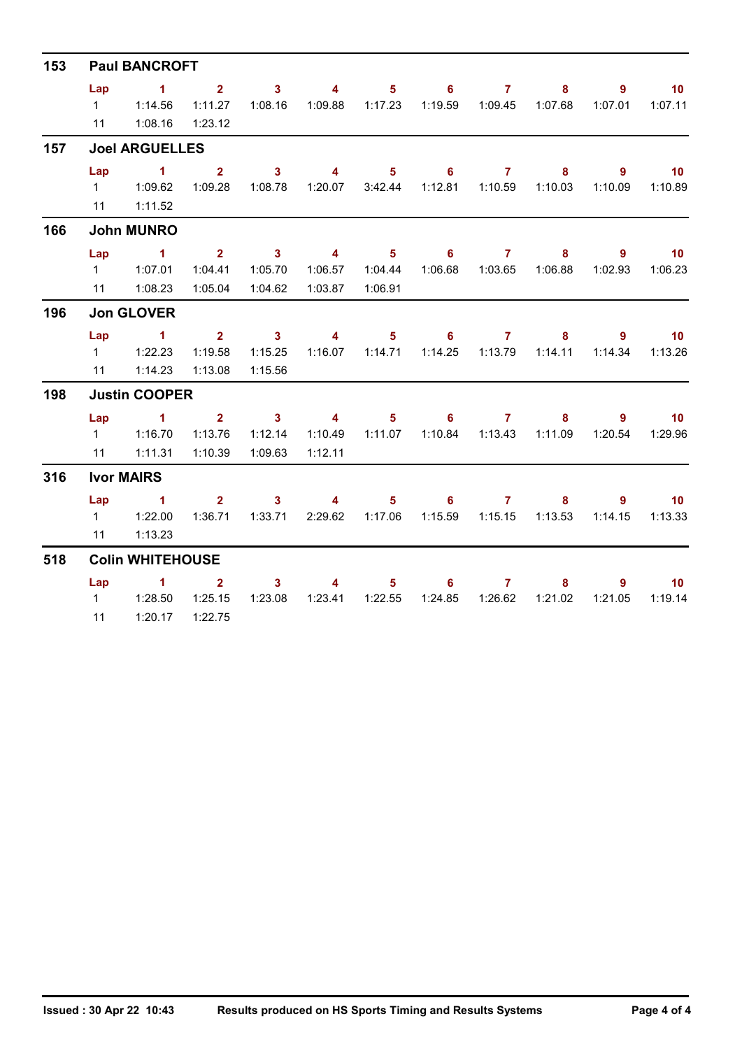## 153 Paul BANCROFT

| Lap | 1 | 2 | 3 | 4 | 5 | 6 | 7 | 8 | 9 | 10 |
|---|---|---|---|---|---|---|---|---|---|---|
| 1 | 1:14.56 | 1:11.27 | 1:08.16 | 1:09.88 | 1:17.23 | 1:19.59 | 1:09.45 | 1:07.68 | 1:07.01 | 1:07.11 |
| 11 | 1:08.16 | 1:23.12 | | | | | | | | |

## 157 Joel ARGUELLES

| Lap | 1 | 2 | 3 | 4 | 5 | 6 | 7 | 8 | 9 | 10 |
|---|---|---|---|---|---|---|---|---|---|---|
| 1 | 1:09.62 | 1:09.28 | 1:08.78 | 1:20.07 | 3:42.44 | 1:12.81 | 1:10.59 | 1:10.03 | 1:10.09 | 1:10.89 |
| 11 | 1:11.52 | | | | | | | | | |

## 166 John MUNRO

| Lap | 1 | 2 | 3 | 4 | 5 | 6 | 7 | 8 | 9 | 10 |
|---|---|---|---|---|---|---|---|---|---|---|
| 1 | 1:07.01 | 1:04.41 | 1:05.70 | 1:06.57 | 1:04.44 | 1:06.68 | 1:03.65 | 1:06.88 | 1:02.93 | 1:06.23 |
| 11 | 1:08.23 | 1:05.04 | 1:04.62 | 1:03.87 | 1:06.91 | | | | | |

## 196 Jon GLOVER

| Lap | 1 | 2 | 3 | 4 | 5 | 6 | 7 | 8 | 9 | 10 |
|---|---|---|---|---|---|---|---|---|---|---|
| 1 | 1:22.23 | 1:19.58 | 1:15.25 | 1:16.07 | 1:14.71 | 1:14.25 | 1:13.79 | 1:14.11 | 1:14.34 | 1:13.26 |
| 11 | 1:14.23 | 1:13.08 | 1:15.56 | | | | | | | |

## 198 Justin COOPER

| Lap | 1 | 2 | 3 | 4 | 5 | 6 | 7 | 8 | 9 | 10 |
|---|---|---|---|---|---|---|---|---|---|---|
| 1 | 1:16.70 | 1:13.76 | 1:12.14 | 1:10.49 | 1:11.07 | 1:10.84 | 1:13.43 | 1:11.09 | 1:20.54 | 1:29.96 |
| 11 | 1:11.31 | 1:10.39 | 1:09.63 | 1:12.11 | | | | | | |

## 316 Ivor MAIRS

| Lap | 1 | 2 | 3 | 4 | 5 | 6 | 7 | 8 | 9 | 10 |
|---|---|---|---|---|---|---|---|---|---|---|
| 1 | 1:22.00 | 1:36.71 | 1:33.71 | 2:29.62 | 1:17.06 | 1:15.59 | 1:15.15 | 1:13.53 | 1:14.15 | 1:13.33 |
| 11 | 1:13.23 | | | | | | | | | |

## 518 Colin WHITEHOUSE

| Lap | 1 | 2 | 3 | 4 | 5 | 6 | 7 | 8 | 9 | 10 |
|---|---|---|---|---|---|---|---|---|---|---|
| 1 | 1:28.50 | 1:25.15 | 1:23.08 | 1:23.41 | 1:22.55 | 1:24.85 | 1:26.62 | 1:21.02 | 1:21.05 | 1:19.14 |
| 11 | 1:20.17 | 1:22.75 | | | | | | | | |

Issued : 30 Apr 22 10:43 Results produced on HS Sports Timing and Results Systems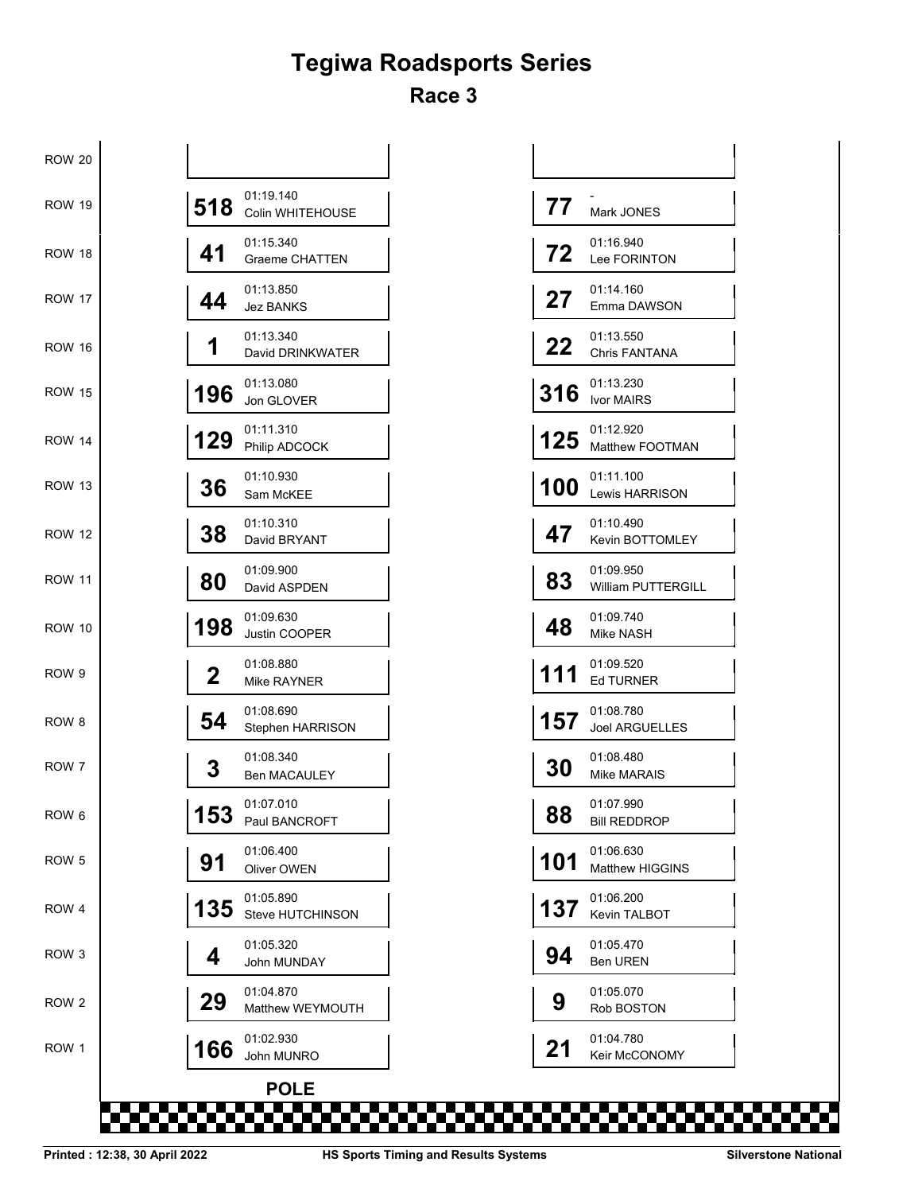# Tegiwa Roadsports Series

## Race 3

| Row | No. | Time | Driver | No. | Time | Driver |
|---|---|---|---|---|---|---|
| ROW 20 | | | | | | |
| ROW 19 | 518 | 01:19.140 | Colin WHITEHOUSE | 77 | - | Mark JONES |
| ROW 18 | 41 | 01:15.340 | Graeme CHATTEN | 72 | 01:16.940 | Lee FORINTON |
| ROW 17 | 44 | 01:13.850 | Jez BANKS | 27 | 01:14.160 | Emma DAWSON |
| ROW 16 | 1 | 01:13.340 | David DRINKWATER | 22 | 01:13.550 | Chris FANTANA |
| ROW 15 | 196 | 01:13.080 | Jon GLOVER | 316 | 01:13.230 | Ivor MAIRS |
| ROW 14 | 129 | 01:11.310 | Philip ADCOCK | 125 | 01:12.920 | Matthew FOOTMAN |
| ROW 13 | 36 | 01:10.930 | Sam McKEE | 100 | 01:11.100 | Lewis HARRISON |
| ROW 12 | 38 | 01:10.310 | David BRYANT | 47 | 01:10.490 | Kevin BOTTOMLEY |
| ROW 11 | 80 | 01:09.900 | David ASPDEN | 83 | 01:09.950 | William PUTTERGILL |
| ROW 10 | 198 | 01:09.630 | Justin COOPER | 48 | 01:09.740 | Mike NASH |
| ROW 9 | 2 | 01:08.880 | Mike RAYNER | 111 | 01:09.520 | Ed TURNER |
| ROW 8 | 54 | 01:08.690 | Stephen HARRISON | 157 | 01:08.780 | Joel ARGUELLES |
| ROW 7 | 3 | 01:08.340 | Ben MACAULEY | 30 | 01:08.480 | Mike MARAIS |
| ROW 6 | 153 | 01:07.010 | Paul BANCROFT | 88 | 01:07.990 | Bill REDDROP |
| ROW 5 | 91 | 01:06.400 | Oliver OWEN | 101 | 01:06.630 | Matthew HIGGINS |
| ROW 4 | 135 | 01:05.890 | Steve HUTCHINSON | 137 | 01:06.200 | Kevin TALBOT |
| ROW 3 | 4 | 01:05.320 | John MUNDAY | 94 | 01:05.470 | Ben UREN |
| ROW 2 | 29 | 01:04.870 | Matthew WEYMOUTH | 9 | 01:05.070 | Rob BOSTON |
| ROW 1 | 166 | 01:02.930 | John MUNRO | 21 | 01:04.780 | Keir McCONOMY |

**POLE**

Printed : 12:38, 30 April 2022 — HS Sports Timing and Results Systems — Silverstone National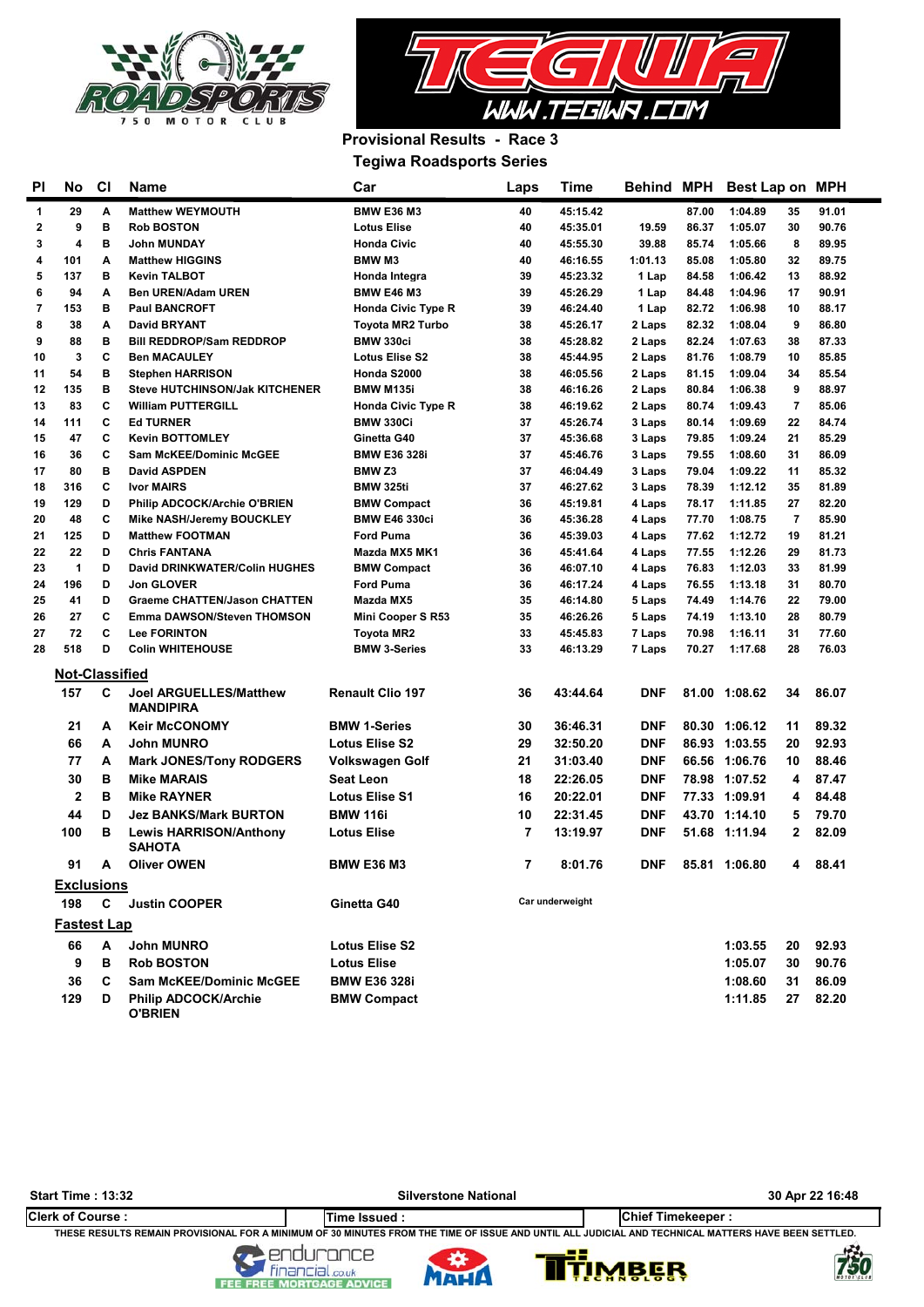# Provisional Results - Race 3

## Tegiwa Roadsports Series

| Pl | No | Cl | Name | Car | Laps | Time | Behind | MPH | Best Lap | on | MPH |
|---|---|---|---|---|---|---|---|---|---|---|---|
| 1 | 29 | A | Matthew WEYMOUTH | BMW E36 M3 | 40 | 45:15.42 | | 87.00 | 1:04.89 | 35 | 91.01 |
| 2 | 9 | B | Rob BOSTON | Lotus Elise | 40 | 45:35.01 | 19.59 | 86.37 | 1:05.07 | 30 | 90.76 |
| 3 | 4 | B | John MUNDAY | Honda Civic | 40 | 45:55.30 | 39.88 | 85.74 | 1:05.66 | 8 | 89.95 |
| 4 | 101 | A | Matthew HIGGINS | BMW M3 | 40 | 46:16.55 | 1:01.13 | 85.08 | 1:05.80 | 32 | 89.75 |
| 5 | 137 | B | Kevin TALBOT | Honda Integra | 39 | 45:23.32 | 1 Lap | 84.58 | 1:06.42 | 13 | 88.92 |
| 6 | 94 | A | Ben UREN/Adam UREN | BMW E46 M3 | 39 | 45:26.29 | 1 Lap | 84.48 | 1:04.96 | 17 | 90.91 |
| 7 | 153 | B | Paul BANCROFT | Honda Civic Type R | 39 | 46:24.40 | 1 Lap | 82.72 | 1:06.98 | 10 | 88.17 |
| 8 | 38 | A | David BRYANT | Toyota MR2 Turbo | 38 | 45:26.17 | 2 Laps | 82.32 | 1:08.04 | 9 | 86.80 |
| 9 | 88 | B | Bill REDDROP/Sam REDDROP | BMW 330ci | 38 | 45:28.82 | 2 Laps | 82.24 | 1:07.63 | 38 | 87.33 |
| 10 | 3 | C | Ben MACAULEY | Lotus Elise S2 | 38 | 45:44.95 | 2 Laps | 81.76 | 1:08.79 | 10 | 85.85 |
| 11 | 54 | B | Stephen HARRISON | Honda S2000 | 38 | 46:05.56 | 2 Laps | 81.15 | 1:09.04 | 34 | 85.54 |
| 12 | 135 | B | Steve HUTCHINSON/Jak KITCHENER | BMW M135i | 38 | 46:16.26 | 2 Laps | 80.84 | 1:06.38 | 9 | 88.97 |
| 13 | 83 | C | William PUTTERGILL | Honda Civic Type R | 38 | 46:19.62 | 2 Laps | 80.74 | 1:09.43 | 7 | 85.06 |
| 14 | 111 | C | Ed TURNER | BMW 330Ci | 37 | 45:26.74 | 3 Laps | 80.14 | 1:09.69 | 22 | 84.74 |
| 15 | 47 | C | Kevin BOTTOMLEY | Ginetta G40 | 37 | 45:36.68 | 3 Laps | 79.85 | 1:09.24 | 21 | 85.29 |
| 16 | 36 | C | Sam McKEE/Dominic McGEE | BMW E36 328i | 37 | 45:46.76 | 3 Laps | 79.55 | 1:08.60 | 31 | 86.09 |
| 17 | 80 | B | David ASPDEN | BMW Z3 | 37 | 46:04.49 | 3 Laps | 79.04 | 1:09.22 | 11 | 85.32 |
| 18 | 316 | C | Ivor MAIRS | BMW 325ti | 37 | 46:27.62 | 3 Laps | 78.39 | 1:12.12 | 35 | 81.89 |
| 19 | 129 | D | Philip ADCOCK/Archie O'BRIEN | BMW Compact | 36 | 45:19.81 | 4 Laps | 78.17 | 1:11.85 | 27 | 82.20 |
| 20 | 48 | C | Mike NASH/Jeremy BOUCKLEY | BMW E46 330ci | 36 | 45:36.28 | 4 Laps | 77.70 | 1:08.75 | 7 | 85.90 |
| 21 | 125 | D | Matthew FOOTMAN | Ford Puma | 36 | 45:39.03 | 4 Laps | 77.62 | 1:12.72 | 19 | 81.21 |
| 22 | 22 | D | Chris FANTANA | Mazda MX5 MK1 | 36 | 45:41.64 | 4 Laps | 77.55 | 1:12.26 | 29 | 81.73 |
| 23 | 1 | D | David DRINKWATER/Colin HUGHES | BMW Compact | 36 | 46:07.10 | 4 Laps | 76.83 | 1:12.03 | 33 | 81.99 |
| 24 | 196 | D | Jon GLOVER | Ford Puma | 36 | 46:17.24 | 4 Laps | 76.55 | 1:13.18 | 31 | 80.70 |
| 25 | 41 | D | Graeme CHATTEN/Jason CHATTEN | Mazda MX5 | 35 | 46:14.80 | 5 Laps | 74.49 | 1:14.76 | 22 | 79.00 |
| 26 | 27 | C | Emma DAWSON/Steven THOMSON | Mini Cooper S R53 | 35 | 46:26.26 | 5 Laps | 74.19 | 1:13.10 | 28 | 80.79 |
| 27 | 72 | C | Lee FORINTON | Toyota MR2 | 33 | 45:45.83 | 7 Laps | 70.98 | 1:16.11 | 31 | 77.60 |
| 28 | 518 | D | Colin WHITEHOUSE | BMW 3-Series | 33 | 46:13.29 | 7 Laps | 70.27 | 1:17.68 | 28 | 76.03 |

### Not-Classified

| No | Cl | Name | Car | Laps | Time | Behind | MPH | Best Lap | on | MPH |
|---|---|---|---|---|---|---|---|---|---|---|
| 157 | C | Joel ARGUELLES/Matthew MANDIPIRA | Renault Clio 197 | 36 | 43:44.64 | DNF | 81.00 | 1:08.62 | 34 | 86.07 |
| 21 | A | Keir McCONOMY | BMW 1-Series | 30 | 36:46.31 | DNF | 80.30 | 1:06.12 | 11 | 89.32 |
| 66 | A | John MUNRO | Lotus Elise S2 | 29 | 32:50.20 | DNF | 86.93 | 1:03.55 | 20 | 92.93 |
| 77 | A | Mark JONES/Tony RODGERS | Volkswagen Golf | 21 | 31:03.40 | DNF | 66.56 | 1:06.76 | 10 | 88.46 |
| 30 | B | Mike MARAIS | Seat Leon | 18 | 22:26.05 | DNF | 78.98 | 1:07.52 | 4 | 87.47 |
| 2 | B | Mike RAYNER | Lotus Elise S1 | 16 | 20:22.01 | DNF | 77.33 | 1:09.91 | 4 | 84.48 |
| 44 | D | Jez BANKS/Mark BURTON | BMW 116i | 10 | 22:31.45 | DNF | 43.70 | 1:14.10 | 5 | 79.70 |
| 100 | B | Lewis HARRISON/Anthony SAHOTA | Lotus Elise | 7 | 13:19.97 | DNF | 51.68 | 1:11.94 | 2 | 82.09 |
| 91 | A | Oliver OWEN | BMW E36 M3 | 7 | 8:01.76 | DNF | 85.81 | 1:06.80 | 4 | 88.41 |

### Exclusions

| No | Cl | Name | Car | Reason |
|---|---|---|---|---|
| 198 | C | Justin COOPER | Ginetta G40 | Car underweight |

### Fastest Lap

| No | Cl | Name | Car | Best Lap | on | MPH |
|---|---|---|---|---|---|---|
| 66 | A | John MUNRO | Lotus Elise S2 | 1:03.55 | 20 | 92.93 |
| 9 | B | Rob BOSTON | Lotus Elise | 1:05.07 | 30 | 90.76 |
| 36 | C | Sam McKEE/Dominic McGEE | BMW E36 328i | 1:08.60 | 31 | 86.09 |
| 129 | D | Philip ADCOCK/Archie O'BRIEN | BMW Compact | 1:11.85 | 27 | 82.20 |

Start Time : 13:32 | Silverstone National | 30 Apr 22 16:48

Clerk of Course : | Time Issued : | Chief Timekeeper :

THESE RESULTS REMAIN PROVISIONAL FOR A MINIMUM OF 30 MINUTES FROM THE TIME OF ISSUE AND UNTIL ALL JUDICIAL AND TECHNICAL MATTERS HAVE BEEN SETTLED.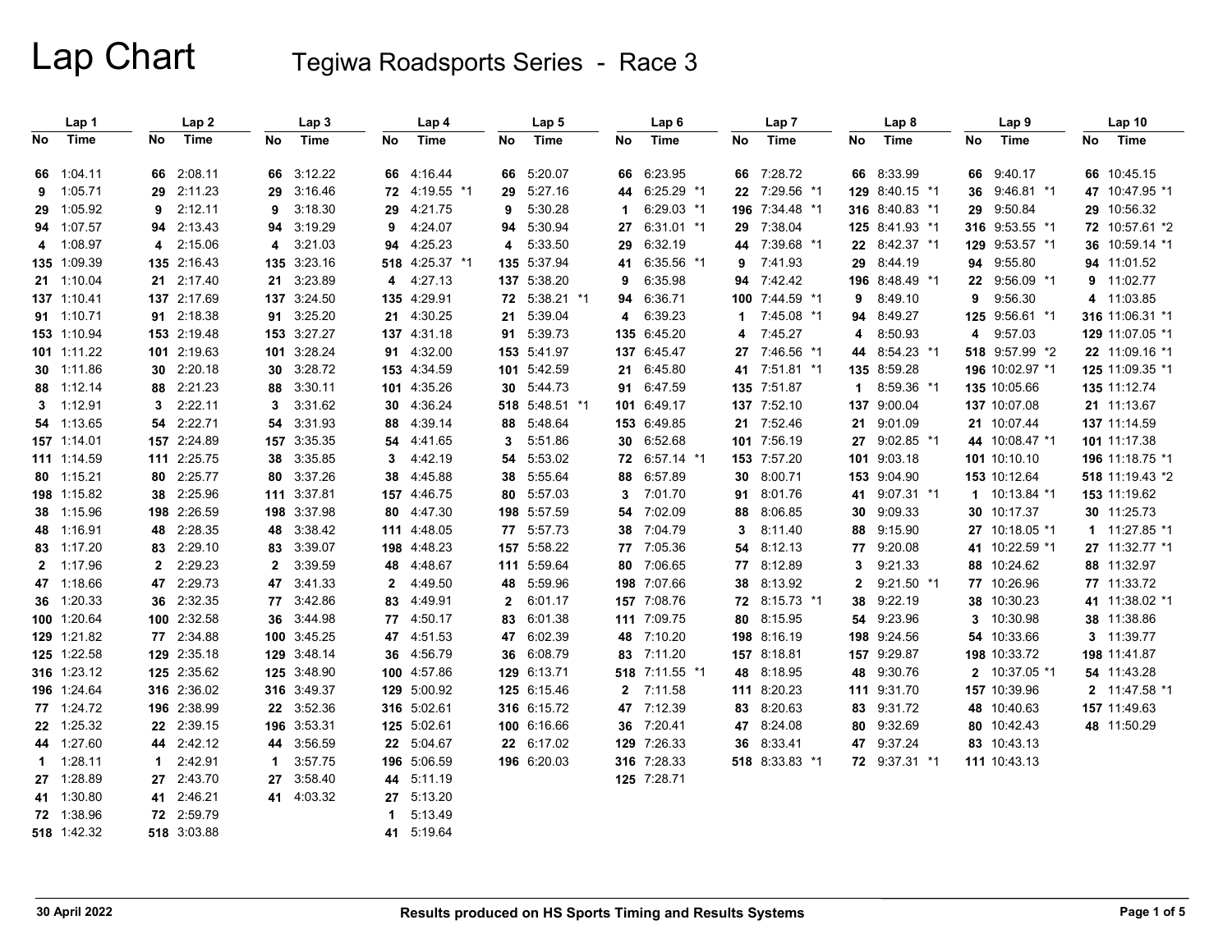# Lap Chart

## Tegiwa Roadsports Series - Race 3

| Lap 1 No | Lap 1 Time | Lap 2 No | Lap 2 Time | Lap 3 No | Lap 3 Time | Lap 4 No | Lap 4 Time | Lap 5 No | Lap 5 Time | Lap 6 No | Lap 6 Time | Lap 7 No | Lap 7 Time | Lap 8 No | Lap 8 Time | Lap 9 No | Lap 9 Time | Lap 10 No | Lap 10 Time |
|---|---|---|---|---|---|---|---|---|---|---|---|---|---|---|---|---|---|---|---|
| 66 | 1:04.11 | 66 | 2:08.11 | 66 | 3:12.22 | 66 | 4:16.44 | 66 | 5:20.07 | 66 | 6:23.95 | 66 | 7:28.72 | 66 | 8:33.99 | 66 | 9:40.17 | 66 | 10:45.15 |
| 9 | 1:05.71 | 29 | 2:11.23 | 29 | 3:16.46 | 72 | 4:19.55 *1 | 29 | 5:27.16 | 44 | 6:25.29 *1 | 22 | 7:29.56 *1 | 129 | 8:40.15 *1 | 36 | 9:46.81 *1 | 47 | 10:47.95 *1 |
| 29 | 1:05.92 | 9 | 2:12.11 | 9 | 3:18.30 | 29 | 4:21.75 | 9 | 5:30.28 | 1 | 6:29.03 *1 | 196 | 7:34.48 *1 | 316 | 8:40.83 *1 | 29 | 9:50.84 | 29 | 10:56.32 |
| 94 | 1:07.57 | 94 | 2:13.43 | 94 | 3:19.29 | 9 | 4:24.07 | 94 | 5:30.94 | 27 | 6:31.01 *1 | 29 | 7:38.04 | 125 | 8:41.93 *1 | 316 | 9:53.55 *1 | 72 | 10:57.61 *2 |
| 4 | 1:08.97 | 4 | 2:15.06 | 4 | 3:21.03 | 94 | 4:25.23 | 4 | 5:33.50 | 29 | 6:32.19 | 44 | 7:39.68 *1 | 22 | 8:42.37 *1 | 129 | 9:53.57 *1 | 36 | 10:59.14 *1 |
| 135 | 1:09.39 | 135 | 2:16.43 | 135 | 3:23.16 | 518 | 4:25.37 *1 | 135 | 5:37.94 | 41 | 6:35.56 *1 | 9 | 7:41.93 | 29 | 8:44.19 | 94 | 9:55.80 | 94 | 11:01.52 |
| 21 | 1:10.04 | 21 | 2:17.40 | 21 | 3:23.89 | 4 | 4:27.13 | 137 | 5:38.20 | 9 | 6:35.98 | 94 | 7:42.42 | 196 | 8:48.49 *1 | 22 | 9:56.09 *1 | 9 | 11:02.77 |
| 137 | 1:10.41 | 137 | 2:17.69 | 137 | 3:24.50 | 135 | 4:29.91 | 72 | 5:38.21 *1 | 94 | 6:36.71 | 100 | 7:44.59 *1 | 9 | 8:49.10 | 9 | 9:56.30 | 4 | 11:03.85 |
| 91 | 1:10.71 | 91 | 2:18.38 | 91 | 3:25.20 | 21 | 4:30.25 | 21 | 5:39.04 | 4 | 6:39.23 | 1 | 7:45.08 *1 | 94 | 8:49.27 | 125 | 9:56.61 *1 | 316 | 11:06.31 *1 |
| 153 | 1:10.94 | 153 | 2:19.48 | 153 | 3:27.27 | 137 | 4:31.18 | 91 | 5:39.73 | 135 | 6:45.20 | 4 | 7:45.27 | 4 | 8:50.93 | 4 | 9:57.03 | 129 | 11:07.05 *1 |
| 101 | 1:11.22 | 101 | 2:19.63 | 101 | 3:28.24 | 91 | 4:32.00 | 153 | 5:41.97 | 137 | 6:45.47 | 27 | 7:46.56 *1 | 44 | 8:54.23 *1 | 518 | 9:57.99 *2 | 22 | 11:09.16 *1 |
| 30 | 1:11.86 | 30 | 2:20.18 | 30 | 3:28.72 | 153 | 4:34.59 | 101 | 5:42.59 | 21 | 6:45.80 | 41 | 7:51.81 *1 | 135 | 8:59.28 | 196 | 10:02.97 *1 | 125 | 11:09.35 *1 |
| 88 | 1:12.14 | 88 | 2:21.23 | 88 | 3:30.11 | 101 | 4:35.26 | 30 | 5:44.73 | 91 | 6:47.59 | 135 | 7:51.87 | 1 | 8:59.36 *1 | 135 | 10:05.66 | 135 | 11:12.74 |
| 3 | 1:12.91 | 3 | 2:22.11 | 3 | 3:31.62 | 30 | 4:36.24 | 518 | 5:48.51 *1 | 101 | 6:49.17 | 137 | 7:52.10 | 137 | 9:00.04 | 137 | 10:07.08 | 21 | 11:13.67 |
| 54 | 1:13.65 | 54 | 2:22.71 | 54 | 3:31.93 | 88 | 4:39.14 | 88 | 5:48.64 | 153 | 6:49.85 | 21 | 7:52.46 | 21 | 9:01.09 | 21 | 10:07.44 | 137 | 11:14.59 |
| 157 | 1:14.01 | 157 | 2:24.89 | 157 | 3:35.35 | 54 | 4:41.65 | 3 | 5:51.86 | 30 | 6:52.68 | 101 | 7:56.19 | 27 | 9:02.85 *1 | 44 | 10:08.47 *1 | 101 | 11:17.38 |
| 111 | 1:14.59 | 111 | 2:25.75 | 38 | 3:35.85 | 3 | 4:42.19 | 54 | 5:53.02 | 72 | 6:57.14 *1 | 153 | 7:57.20 | 101 | 9:03.18 | 101 | 10:10.10 | 196 | 11:18.75 *1 |
| 80 | 1:15.21 | 80 | 2:25.77 | 80 | 3:37.26 | 38 | 4:45.88 | 38 | 5:55.64 | 88 | 6:57.89 | 30 | 8:00.71 | 153 | 9:04.90 | 153 | 10:12.64 | 518 | 11:19.43 *2 |
| 198 | 1:15.82 | 38 | 2:25.96 | 111 | 3:37.81 | 157 | 4:46.75 | 80 | 5:57.03 | 3 | 7:01.70 | 91 | 8:01.76 | 41 | 9:07.31 *1 | 1 | 10:13.84 *1 | 153 | 11:19.62 |
| 38 | 1:15.96 | 198 | 2:26.59 | 198 | 3:37.98 | 80 | 4:47.30 | 198 | 5:57.59 | 54 | 7:02.09 | 88 | 8:06.85 | 30 | 9:09.33 | 30 | 10:17.37 | 30 | 11:25.73 |
| 48 | 1:16.91 | 48 | 2:28.35 | 48 | 3:38.42 | 111 | 4:48.05 | 77 | 5:57.73 | 38 | 7:04.79 | 3 | 8:11.40 | 88 | 9:15.90 | 27 | 10:18.05 *1 | 1 | 11:27.85 *1 |
| 83 | 1:17.20 | 83 | 2:29.10 | 83 | 3:39.07 | 198 | 4:48.23 | 157 | 5:58.22 | 77 | 7:05.36 | 54 | 8:12.13 | 77 | 9:20.08 | 41 | 10:22.59 *1 | 27 | 11:32.77 *1 |
| 2 | 1:17.96 | 2 | 2:29.23 | 2 | 3:39.59 | 48 | 4:48.67 | 111 | 5:59.64 | 80 | 7:06.65 | 77 | 8:12.89 | 3 | 9:21.33 | 88 | 10:24.62 | 88 | 11:32.97 |
| 47 | 1:18.66 | 47 | 2:29.73 | 47 | 3:41.33 | 2 | 4:49.50 | 48 | 5:59.96 | 198 | 7:07.66 | 38 | 8:13.92 | 2 | 9:21.50 *1 | 77 | 10:26.96 | 77 | 11:33.72 |
| 36 | 1:20.33 | 36 | 2:32.35 | 77 | 3:42.86 | 83 | 4:49.91 | 2 | 6:01.17 | 157 | 7:08.76 | 72 | 8:15.73 *1 | 38 | 9:22.19 | 38 | 10:30.23 | 41 | 11:38.02 *1 |
| 100 | 1:20.64 | 100 | 2:32.58 | 36 | 3:44.98 | 77 | 4:50.17 | 83 | 6:01.38 | 111 | 7:09.75 | 80 | 8:15.95 | 54 | 9:23.96 | 3 | 10:30.98 | 38 | 11:38.86 |
| 129 | 1:21.82 | 77 | 2:34.88 | 100 | 3:45.25 | 47 | 4:51.53 | 47 | 6:02.39 | 48 | 7:10.20 | 198 | 8:16.19 | 198 | 9:24.56 | 54 | 10:33.66 | 3 | 11:39.77 |
| 125 | 1:22.58 | 129 | 2:35.18 | 129 | 3:48.14 | 36 | 4:56.79 | 36 | 6:08.79 | 83 | 7:11.20 | 157 | 8:18.81 | 157 | 9:29.87 | 198 | 10:33.72 | 198 | 11:41.87 |
| 316 | 1:23.12 | 125 | 2:35.62 | 125 | 3:48.90 | 100 | 4:57.86 | 129 | 6:13.71 | 518 | 7:11.55 *1 | 48 | 8:18.95 | 48 | 9:30.76 | 2 | 10:37.05 *1 | 54 | 11:43.28 |
| 196 | 1:24.64 | 316 | 2:36.02 | 316 | 3:49.37 | 129 | 5:00.92 | 125 | 6:15.46 | 2 | 7:11.58 | 111 | 8:20.23 | 111 | 9:31.70 | 157 | 10:39.96 | 2 | 11:47.58 *1 |
| 77 | 1:24.72 | 196 | 2:38.99 | 22 | 3:52.36 | 316 | 5:02.61 | 316 | 6:15.72 | 47 | 7:12.39 | 83 | 8:20.63 | 83 | 9:31.72 | 48 | 10:40.63 | 157 | 11:49.63 |
| 22 | 1:25.32 | 22 | 2:39.15 | 196 | 3:53.31 | 125 | 5:02.61 | 100 | 6:16.66 | 36 | 7:20.41 | 47 | 8:24.08 | 80 | 9:32.69 | 80 | 10:42.43 | 48 | 11:50.29 |
| 44 | 1:27.60 | 44 | 2:42.12 | 44 | 3:56.59 | 22 | 5:04.67 | 22 | 6:17.02 | 129 | 7:26.33 | 36 | 8:33.41 | 47 | 9:37.24 | 83 | 10:43.13 | | |
| 1 | 1:28.11 | 1 | 2:42.91 | 1 | 3:57.75 | 196 | 5:06.59 | 196 | 6:20.03 | 316 | 7:28.33 | 518 | 8:33.83 *1 | 72 | 9:37.31 *1 | 111 | 10:43.13 | | |
| 27 | 1:28.89 | 27 | 2:43.70 | 27 | 3:58.40 | 44 | 5:11.19 | | | 125 | 7:28.71 | | | | | | | | |
| 41 | 1:30.80 | 41 | 2:46.21 | 41 | 4:03.32 | 27 | 5:13.20 | | | | | | | | | | | | |
| 72 | 1:38.96 | 72 | 2:59.79 | | | 1 | 5:13.49 | | | | | | | | | | | | |
| 518 | 1:42.32 | 518 | 3:03.88 | | | 41 | 5:19.64 | | | | | | | | | | | | |

30 April 2022 | Results produced on HS Sports Timing and Results Systems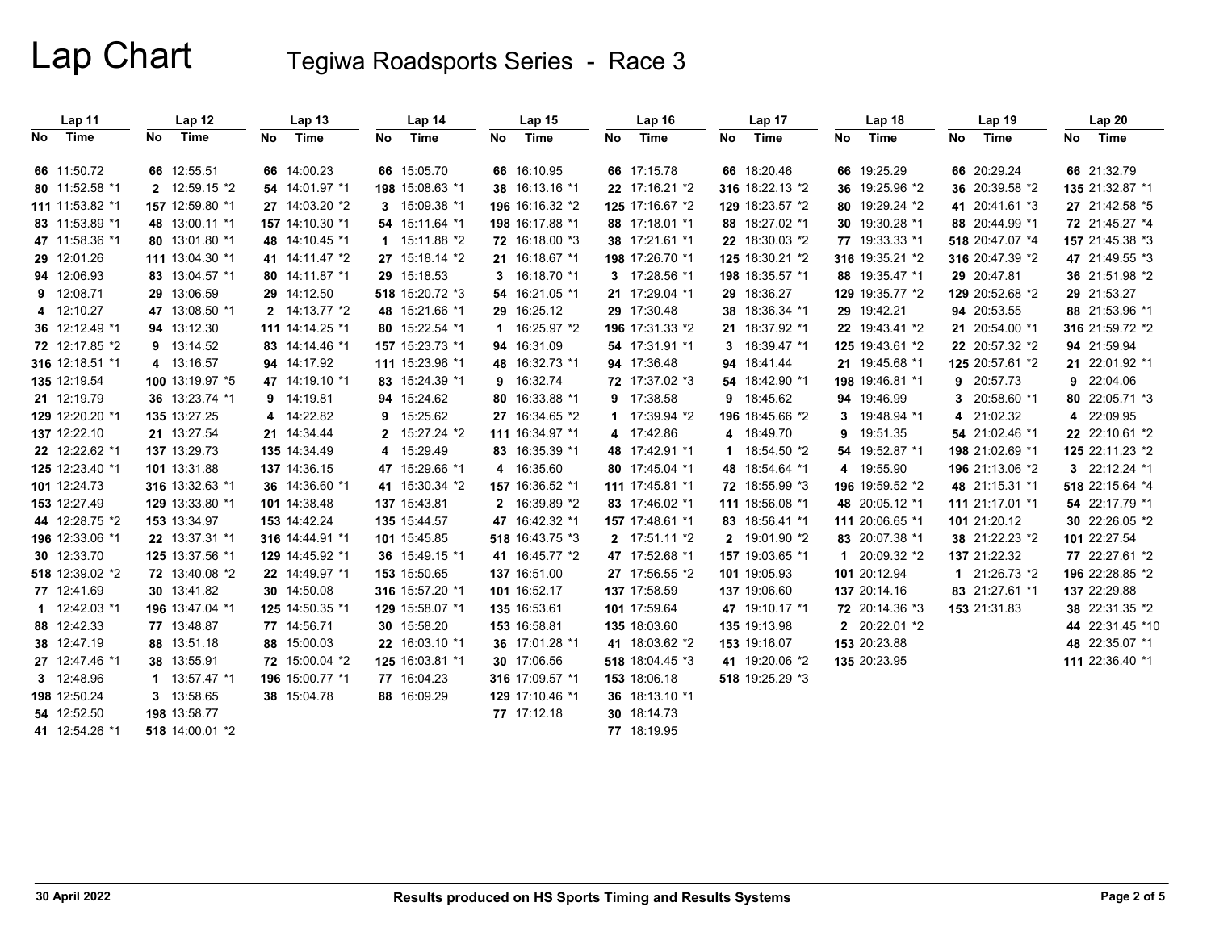# Lap Chart

## Tegiwa Roadsports Series - Race 3

| Lap 11 | | Lap 12 | | Lap 13 | | Lap 14 | | Lap 15 | | Lap 16 | | Lap 17 | | Lap 18 | | Lap 19 | | Lap 20 | |
|---|---|---|---|---|---|---|---|---|---|---|---|---|---|---|---|---|---|---|---|
| No | Time | No | Time | No | Time | No | Time | No | Time | No | Time | No | Time | No | Time | No | Time | No | Time |
| 66 | 11:50.72 | 66 | 12:55.51 | 66 | 14:00.23 | 66 | 15:05.70 | 66 | 16:10.95 | 66 | 17:15.78 | 66 | 18:20.46 | 66 | 19:25.29 | 66 | 20:29.24 | 66 | 21:32.79 |
| 80 | 11:52.58 *1 | 2 | 12:59.15 *2 | 54 | 14:01.97 *1 | 198 | 15:08.63 *1 | 38 | 16:13.16 *1 | 22 | 17:16.21 *2 | 316 | 18:22.13 *2 | 36 | 19:25.96 *2 | 36 | 20:39.58 *2 | 135 | 21:32.87 *1 |
| 111 | 11:53.82 *1 | 157 | 12:59.80 *1 | 27 | 14:03.20 *2 | 3 | 15:09.38 *1 | 196 | 16:16.32 *2 | 125 | 17:16.67 *2 | 129 | 18:23.57 *2 | 80 | 19:29.24 *2 | 41 | 20:41.61 *3 | 27 | 21:42.58 *5 |
| 83 | 11:53.89 *1 | 48 | 13:00.11 *1 | 157 | 14:10.30 *1 | 54 | 15:11.64 *1 | 198 | 16:17.88 *1 | 88 | 17:18.01 *1 | 88 | 18:27.02 *1 | 30 | 19:30.28 *1 | 88 | 20:44.99 *1 | 72 | 21:45.27 *4 |
| 47 | 11:58.36 *1 | 80 | 13:01.80 *1 | 48 | 14:10.45 *1 | 1 | 15:11.88 *2 | 72 | 16:18.00 *3 | 38 | 17:21.61 *1 | 22 | 18:30.03 *2 | 77 | 19:33.33 *1 | 518 | 20:47.07 *4 | 157 | 21:45.38 *3 |
| 29 | 12:01.26 | 111 | 13:04.30 *1 | 41 | 14:11.47 *2 | 27 | 15:18.14 *2 | 21 | 16:18.67 *1 | 198 | 17:26.70 *1 | 125 | 18:30.21 *2 | 316 | 19:35.21 *2 | 316 | 20:47.39 *2 | 47 | 21:49.55 *3 |
| 94 | 12:06.93 | 83 | 13:04.57 *1 | 80 | 14:11.87 *1 | 29 | 15:18.53 | 3 | 16:18.70 *1 | 3 | 17:28.56 *1 | 198 | 18:35.57 *1 | 88 | 19:35.47 *1 | 29 | 20:47.81 | 36 | 21:51.98 *2 |
| 9 | 12:08.71 | 29 | 13:06.59 | 29 | 14:12.50 | 518 | 15:20.72 *3 | 54 | 16:21.05 *1 | 21 | 17:29.04 *1 | 29 | 18:36.27 | 129 | 19:35.77 *2 | 129 | 20:52.68 *2 | 29 | 21:53.27 |
| 4 | 12:10.27 | 47 | 13:08.50 *1 | 2 | 14:13.77 *2 | 48 | 15:21.66 *1 | 29 | 16:25.12 | 29 | 17:30.48 | 38 | 18:36.34 *1 | 29 | 19:42.21 | 94 | 20:53.55 | 88 | 21:53.96 *1 |
| 36 | 12:12.49 *1 | 94 | 13:12.30 | 111 | 14:14.25 *1 | 80 | 15:22.54 *1 | 1 | 16:25.97 *2 | 196 | 17:31.33 *2 | 21 | 18:37.92 *1 | 22 | 19:43.41 *2 | 21 | 20:54.00 *1 | 316 | 21:59.72 *2 |
| 72 | 12:17.85 *2 | 9 | 13:14.52 | 83 | 14:14.46 *1 | 157 | 15:23.73 *1 | 94 | 16:31.09 | 54 | 17:31.91 *1 | 3 | 18:39.47 *1 | 125 | 19:43.61 *2 | 22 | 20:57.32 *2 | 94 | 21:59.94 |
| 316 | 12:18.51 *1 | 4 | 13:16.57 | 94 | 14:17.92 | 111 | 15:23.96 *1 | 48 | 16:32.73 *1 | 94 | 17:36.48 | 94 | 18:41.44 | 21 | 19:45.68 *1 | 125 | 20:57.61 *2 | 21 | 22:01.92 *1 |
| 135 | 12:19.54 | 100 | 13:19.97 *5 | 47 | 14:19.10 *1 | 83 | 15:24.39 *1 | 9 | 16:32.74 | 72 | 17:37.02 *3 | 54 | 18:42.90 *1 | 198 | 19:46.81 *1 | 9 | 20:57.73 | 9 | 22:04.06 |
| 21 | 12:19.79 | 36 | 13:23.74 *1 | 9 | 14:19.81 | 94 | 15:24.62 | 80 | 16:33.88 *1 | 9 | 17:38.58 | 9 | 18:45.62 | 94 | 19:46.99 | 3 | 20:58.60 *1 | 80 | 22:05.71 *3 |
| 129 | 12:20.20 *1 | 135 | 13:27.25 | 4 | 14:22.82 | 9 | 15:25.62 | 27 | 16:34.65 *2 | 1 | 17:39.94 *2 | 196 | 18:45.66 *2 | 3 | 19:48.94 *1 | 4 | 21:02.32 | 4 | 22:09.95 |
| 137 | 12:22.10 | 21 | 13:27.54 | 21 | 14:34.44 | 2 | 15:27.24 *2 | 111 | 16:34.97 *1 | 4 | 17:42.86 | 4 | 18:49.70 | 9 | 19:51.35 | 54 | 21:02.46 *1 | 22 | 22:10.61 *2 |
| 22 | 12:22.62 *1 | 137 | 13:29.73 | 135 | 14:34.49 | 4 | 15:29.49 | 83 | 16:35.39 *1 | 48 | 17:42.91 *1 | 1 | 18:54.50 *2 | 54 | 19:52.87 *1 | 198 | 21:02.69 *1 | 125 | 22:11.23 *2 |
| 125 | 12:23.40 *1 | 101 | 13:31.88 | 137 | 14:36.15 | 47 | 15:29.66 *1 | 4 | 16:35.60 | 80 | 17:45.04 *1 | 48 | 18:54.64 *1 | 4 | 19:55.90 | 196 | 21:13.06 *2 | 3 | 22:12.24 *1 |
| 101 | 12:24.73 | 316 | 13:32.63 *1 | 36 | 14:36.60 *1 | 41 | 15:30.34 *2 | 157 | 16:36.52 *1 | 111 | 17:45.81 *1 | 72 | 18:55.99 *3 | 196 | 19:59.52 *2 | 48 | 21:15.31 *1 | 518 | 22:15.64 *4 |
| 153 | 12:27.49 | 129 | 13:33.80 *1 | 101 | 14:38.48 | 137 | 15:43.81 | 2 | 16:39.89 *2 | 83 | 17:46.02 *1 | 111 | 18:56.08 *1 | 48 | 20:05.12 *1 | 111 | 21:17.01 *1 | 54 | 22:17.79 *1 |
| 44 | 12:28.75 *2 | 153 | 13:34.97 | 153 | 14:42.24 | 135 | 15:44.57 | 47 | 16:42.32 *1 | 157 | 17:48.61 *1 | 83 | 18:56.41 *1 | 111 | 20:06.65 *1 | 101 | 21:20.12 | 30 | 22:26.05 *2 |
| 196 | 12:33.06 *1 | 22 | 13:37.31 *1 | 316 | 14:44.91 *1 | 101 | 15:45.85 | 518 | 16:43.75 *3 | 2 | 17:51.11 *2 | 2 | 19:01.90 *2 | 83 | 20:07.38 *1 | 38 | 21:22.23 *2 | 101 | 22:27.54 |
| 30 | 12:33.70 | 125 | 13:37.56 *1 | 129 | 14:45.92 *1 | 36 | 15:49.15 *1 | 41 | 16:45.77 *2 | 47 | 17:52.68 *1 | 157 | 19:03.65 *1 | 1 | 20:09.32 *2 | 137 | 21:22.32 | 77 | 22:27.61 *2 |
| 518 | 12:39.02 *2 | 72 | 13:40.08 *2 | 22 | 14:49.97 *1 | 153 | 15:50.65 | 137 | 16:51.00 | 27 | 17:56.55 *2 | 101 | 19:05.93 | 101 | 20:12.94 | 1 | 21:26.73 *2 | 196 | 22:28.85 *2 |
| 77 | 12:41.69 | 30 | 13:41.82 | 30 | 14:50.08 | 316 | 15:57.20 *1 | 101 | 16:52.17 | 137 | 17:58.59 | 137 | 19:06.60 | 137 | 20:14.16 | 83 | 21:27.61 *1 | 137 | 22:29.88 |
| 1 | 12:42.03 *1 | 196 | 13:47.04 *1 | 125 | 14:50.35 *1 | 129 | 15:58.07 *1 | 135 | 16:53.61 | 101 | 17:59.64 | 47 | 19:10.17 *1 | 72 | 20:14.36 *3 | 153 | 21:31.83 | 38 | 22:31.35 *2 |
| 88 | 12:42.33 | 77 | 13:48.87 | 77 | 14:56.71 | 30 | 15:58.20 | 153 | 16:58.81 | 135 | 18:03.60 | 135 | 19:13.98 | 2 | 20:22.01 *2 | | | 44 | 22:31.45 *10 |
| 38 | 12:47.19 | 88 | 13:51.18 | 88 | 15:00.03 | 22 | 16:03.10 *1 | 36 | 17:01.28 *1 | 41 | 18:03.62 *2 | 153 | 19:16.07 | 153 | 20:23.88 | | | 48 | 22:35.07 *1 |
| 27 | 12:47.46 *1 | 38 | 13:55.91 | 72 | 15:00.04 *2 | 125 | 16:03.81 *1 | 30 | 17:06.56 | 518 | 18:04.45 *3 | 41 | 19:20.06 *2 | 135 | 20:23.95 | | | 111 | 22:36.40 *1 |
| 3 | 12:48.96 | 1 | 13:57.47 *1 | 196 | 15:00.77 *1 | 77 | 16:04.23 | 316 | 17:09.57 *1 | 153 | 18:06.18 | 518 | 19:25.29 *3 | | | | | | |
| 198 | 12:50.24 | 3 | 13:58.65 | 38 | 15:04.78 | 88 | 16:09.29 | 129 | 17:10.46 *1 | 36 | 18:13.10 *1 | | | | | | | | |
| 54 | 12:52.50 | 198 | 13:58.77 | | | | | 77 | 17:12.18 | 30 | 18:14.73 | | | | | | | | |
| 41 | 12:54.26 *1 | 518 | 14:00.01 *2 | | | | | | | 77 | 18:19.95 | | | | | | | | |

30 April 2022 | Results produced on HS Sports Timing and Results Systems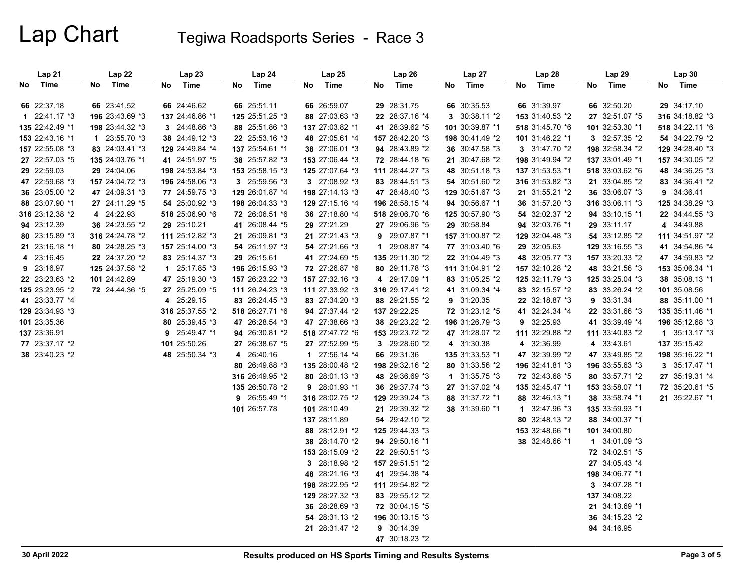# Lap Chart

## Tegiwa Roadsports Series - Race 3

| Lap 21 | | Lap 22 | | Lap 23 | | Lap 24 | | Lap 25 | | Lap 26 | | Lap 27 | | Lap 28 | | Lap 29 | | Lap 30 | |
|---|---|---|---|---|---|---|---|---|---|---|---|---|---|---|---|---|---|---|---|
| No | Time | No | Time | No | Time | No | Time | No | Time | No | Time | No | Time | No | Time | No | Time | No | Time |
| 66 | 22:37.18 | 66 | 23:41.52 | 66 | 24:46.62 | 66 | 25:51.11 | 66 | 26:59.07 | 29 | 28:31.75 | 66 | 30:35.53 | 66 | 31:39.97 | 66 | 32:50.20 | 29 | 34:17.10 |
| 1 | 22:41.17 *3 | 196 | 23:43.69 *3 | 137 | 24:46.86 *1 | 125 | 25:51.25 *3 | 88 | 27:03.63 *3 | 22 | 28:37.16 *4 | 3 | 30:38.11 *2 | 153 | 31:40.53 *2 | 27 | 32:51.07 *5 | 316 | 34:18.82 *3 |
| 135 | 22:42.49 *1 | 198 | 23:44.32 *3 | 3 | 24:48.86 *3 | 88 | 25:51.86 *3 | 137 | 27:03.82 *1 | 41 | 28:39.62 *5 | 101 | 30:39.87 *1 | 518 | 31:45.70 *6 | 101 | 32:53.30 *1 | 518 | 34:22.11 *6 |
| 153 | 22:43.16 *1 | 1 | 23:55.70 *3 | 38 | 24:49.12 *3 | 22 | 25:53.16 *3 | 48 | 27:05.61 *4 | 157 | 28:42.20 *3 | 198 | 30:41.49 *2 | 101 | 31:46.22 *1 | 3 | 32:57.35 *2 | 54 | 34:22.79 *2 |
| 157 | 22:55.08 *3 | 83 | 24:03.41 *3 | 129 | 24:49.84 *4 | 137 | 25:54.61 *1 | 38 | 27:06.01 *3 | 94 | 28:43.89 *2 | 36 | 30:47.58 *3 | 3 | 31:47.70 *2 | 198 | 32:58.34 *2 | 129 | 34:28.40 *3 |
| 27 | 22:57.03 *5 | 135 | 24:03.76 *1 | 41 | 24:51.97 *5 | 38 | 25:57.82 *3 | 153 | 27:06.44 *3 | 72 | 28:44.18 *6 | 21 | 30:47.68 *2 | 198 | 31:49.94 *2 | 137 | 33:01.49 *1 | 157 | 34:30.05 *2 |
| 29 | 22:59.03 | 29 | 24:04.06 | 198 | 24:53.84 *3 | 153 | 25:58.15 *3 | 125 | 27:07.64 *3 | 111 | 28:44.27 *3 | 48 | 30:51.18 *3 | 137 | 31:53.53 *1 | 518 | 33:03.62 *6 | 48 | 34:36.25 *3 |
| 47 | 22:59.68 *3 | 157 | 24:04.72 *3 | 196 | 24:58.06 *3 | 3 | 25:59.56 *3 | 3 | 27:08.92 *3 | 83 | 28:44.51 *3 | 54 | 30:51.60 *2 | 316 | 31:53.82 *3 | 21 | 33:04.85 *2 | 83 | 34:36.41 *2 |
| 36 | 23:05.00 *2 | 47 | 24:09.31 *3 | 77 | 24:59.75 *3 | 129 | 26:01.87 *4 | 198 | 27:14.13 *3 | 47 | 28:48.40 *3 | 129 | 30:51.67 *3 | 21 | 31:55.21 *2 | 36 | 33:06.07 *3 | 9 | 34:36.41 |
| 88 | 23:07.90 *1 | 27 | 24:11.29 *5 | 54 | 25:00.92 *3 | 198 | 26:04.33 *3 | 129 | 27:15.16 *4 | 196 | 28:58.15 *4 | 94 | 30:56.67 *1 | 36 | 31:57.20 *3 | 316 | 33:06.11 *3 | 125 | 34:38.29 *3 |
| 316 | 23:12.38 *2 | 4 | 24:22.93 | 518 | 25:06.90 *6 | 72 | 26:06.51 *6 | 36 | 27:18.80 *4 | 518 | 29:06.70 *6 | 125 | 30:57.90 *3 | 54 | 32:02.37 *2 | 94 | 33:10.15 *1 | 22 | 34:44.55 *3 |
| 94 | 23:12.39 | 36 | 24:23.55 *2 | 29 | 25:10.21 | 41 | 26:08.44 *5 | 29 | 27:21.29 | 27 | 29:06.96 *5 | 29 | 30:58.84 | 94 | 32:03.76 *1 | 29 | 33:11.17 | 4 | 34:49.88 |
| 80 | 23:15.89 *3 | 316 | 24:24.78 *2 | 111 | 25:12.82 *3 | 21 | 26:09.81 *3 | 21 | 27:21.43 *3 | 9 | 29:07.87 *1 | 157 | 31:00.87 *2 | 129 | 32:04.48 *3 | 54 | 33:12.85 *2 | 111 | 34:51.97 *2 |
| 21 | 23:16.18 *1 | 80 | 24:28.25 *3 | 157 | 25:14.00 *3 | 54 | 26:11.97 *3 | 54 | 27:21.66 *3 | 1 | 29:08.87 *4 | 77 | 31:03.40 *6 | 29 | 32:05.63 | 129 | 33:16.55 *3 | 41 | 34:54.86 *4 |
| 4 | 23:16.45 | 22 | 24:37.20 *2 | 83 | 25:14.37 *3 | 29 | 26:15.61 | 41 | 27:24.69 *5 | 135 | 29:11.30 *2 | 22 | 31:04.49 *3 | 48 | 32:05.77 *3 | 157 | 33:20.33 *2 | 47 | 34:59.83 *2 |
| 9 | 23:16.97 | 125 | 24:37.58 *2 | 1 | 25:17.85 *3 | 196 | 26:15.93 *3 | 72 | 27:26.87 *6 | 80 | 29:11.78 *3 | 111 | 31:04.91 *2 | 157 | 32:10.28 *2 | 48 | 33:21.56 *3 | 153 | 35:06.34 *1 |
| 22 | 23:23.63 *2 | 101 | 24:42.89 | 47 | 25:19.30 *3 | 157 | 26:23.22 *3 | 157 | 27:32.16 *3 | 4 | 29:17.09 *1 | 83 | 31:05.25 *2 | 125 | 32:11.79 *3 | 125 | 33:25.04 *3 | 38 | 35:08.13 *1 |
| 125 | 23:23.95 *2 | 72 | 24:44.36 *5 | 27 | 25:25.09 *5 | 111 | 26:24.23 *3 | 111 | 27:33.92 *3 | 316 | 29:17.41 *2 | 41 | 31:09.34 *4 | 83 | 32:15.57 *2 | 83 | 33:26.24 *2 | 101 | 35:08.56 |
| 41 | 23:33.77 *4 | | | 4 | 25:29.15 | 83 | 26:24.45 *3 | 83 | 27:34.20 *3 | 88 | 29:21.55 *2 | 9 | 31:20.35 | 22 | 32:18.87 *3 | 9 | 33:31.34 | 88 | 35:11.00 *1 |
| 129 | 23:34.93 *3 | | | 316 | 25:37.55 *2 | 518 | 26:27.71 *6 | 94 | 27:37.44 *2 | 137 | 29:22.25 | 72 | 31:23.12 *5 | 41 | 32:24.34 *4 | 22 | 33:31.66 *3 | 196 | 35:12.68 *3 |
| 101 | 23:35.36 | | | 80 | 25:39.45 *3 | 47 | 26:28.54 *3 | 47 | 27:38.66 *3 | 38 | 29:23.22 *2 | 196 | 31:26.79 *3 | 9 | 32:25.93 | 41 | 33:39.49 *4 | 1 | 35:13.17 *3 |
| 137 | 23:36.91 | | | 9 | 25:49.47 *1 | 94 | 26:30.81 *2 | 518 | 27:47.72 *6 | 153 | 29:23.72 *2 | 47 | 31:28.07 *2 | 111 | 32:29.88 *2 | 111 | 33:40.83 *2 | 137 | 35:15.42 |
| 77 | 23:37.17 *2 | | | 101 | 25:50.26 | 27 | 26:38.67 *5 | 27 | 27:52.99 *5 | 3 | 29:28.60 *2 | 4 | 31:30.38 | 4 | 32:36.99 | 4 | 33:43.61 | 198 | 35:16.22 *1 |
| 38 | 23:40.23 *2 | | | 48 | 25:50.34 *3 | 4 | 26:40.16 | 1 | 27:56.14 *4 | 66 | 29:31.36 | 135 | 31:33.53 *1 | 47 | 32:39.99 *2 | 47 | 33:49.85 *2 | 3 | 35:17.47 *1 |
| | | | | | | 80 | 26:49.88 *3 | 135 | 28:00.48 *2 | 198 | 29:32.16 *2 | 80 | 31:33.56 *2 | 196 | 32:41.81 *3 | 196 | 33:55.63 *3 | 27 | 35:19.31 *4 |
| | | | | | | 316 | 26:49.95 *2 | 80 | 28:01.13 *3 | 48 | 29:36.69 *3 | 1 | 31:35.75 *3 | 72 | 32:43.68 *5 | 80 | 33:57.71 *2 | 72 | 35:20.61 *5 |
| | | | | | | 135 | 26:50.78 *2 | 9 | 28:01.93 *1 | 36 | 29:37.74 *3 | 27 | 31:37.02 *4 | 135 | 32:45.47 *1 | 153 | 33:58.07 *1 | 21 | 35:22.67 *1 |
| | | | | | | 9 | 26:55.49 *1 | 316 | 28:02.75 *2 | 129 | 29:39.24 *3 | 88 | 31:37.72 *1 | 88 | 32:46.13 *1 | 38 | 33:58.74 *1 | | |
| | | | | | | 101 | 26:57.78 | 101 | 28:10.49 | 21 | 29:39.32 *2 | 38 | 31:39.60 *1 | 1 | 32:47.96 *3 | 135 | 33:59.93 *1 | | |
| | | | | | | | | 137 | 28:11.89 | 54 | 29:42.10 *2 | | | 80 | 32:48.13 *2 | 88 | 34:00.37 *1 | | |
| | | | | | | | | 88 | 28:12.91 *2 | 125 | 29:44.33 *3 | | | 153 | 32:48.66 *1 | 101 | 34:00.80 | | |
| | | | | | | | | 38 | 28:14.70 *2 | 94 | 29:50.16 *1 | | | 38 | 32:48.66 *1 | 1 | 34:01.09 *3 | | |
| | | | | | | | | 153 | 28:15.09 *2 | 22 | 29:50.51 *3 | | | | | 72 | 34:02.51 *5 | | |
| | | | | | | | | 3 | 28:18.98 *2 | 157 | 29:51.51 *2 | | | | | 27 | 34:05.43 *4 | | |
| | | | | | | | | 48 | 28:21.16 *3 | 41 | 29:54.38 *4 | | | | | 198 | 34:06.77 *1 | | |
| | | | | | | | | 198 | 28:22.95 *2 | 111 | 29:54.82 *2 | | | | | 3 | 34:07.28 *1 | | |
| | | | | | | | | 129 | 28:27.32 *3 | 83 | 29:55.12 *2 | | | | | 137 | 34:08.22 | | |
| | | | | | | | | 36 | 28:28.69 *3 | 72 | 30:04.15 *5 | | | | | 21 | 34:13.69 *1 | | |
| | | | | | | | | 54 | 28:31.13 *2 | 196 | 30:13.15 *3 | | | | | 36 | 34:15.23 *2 | | |
| | | | | | | | | 21 | 28:31.47 *2 | 9 | 30:14.39 | | | | | 94 | 34:16.95 | | |
| | | | | | | | | | | 47 | 30:18.23 *2 | | | | | | | | |

30 April 2022 | Results produced on HS Sports Timing and Results Systems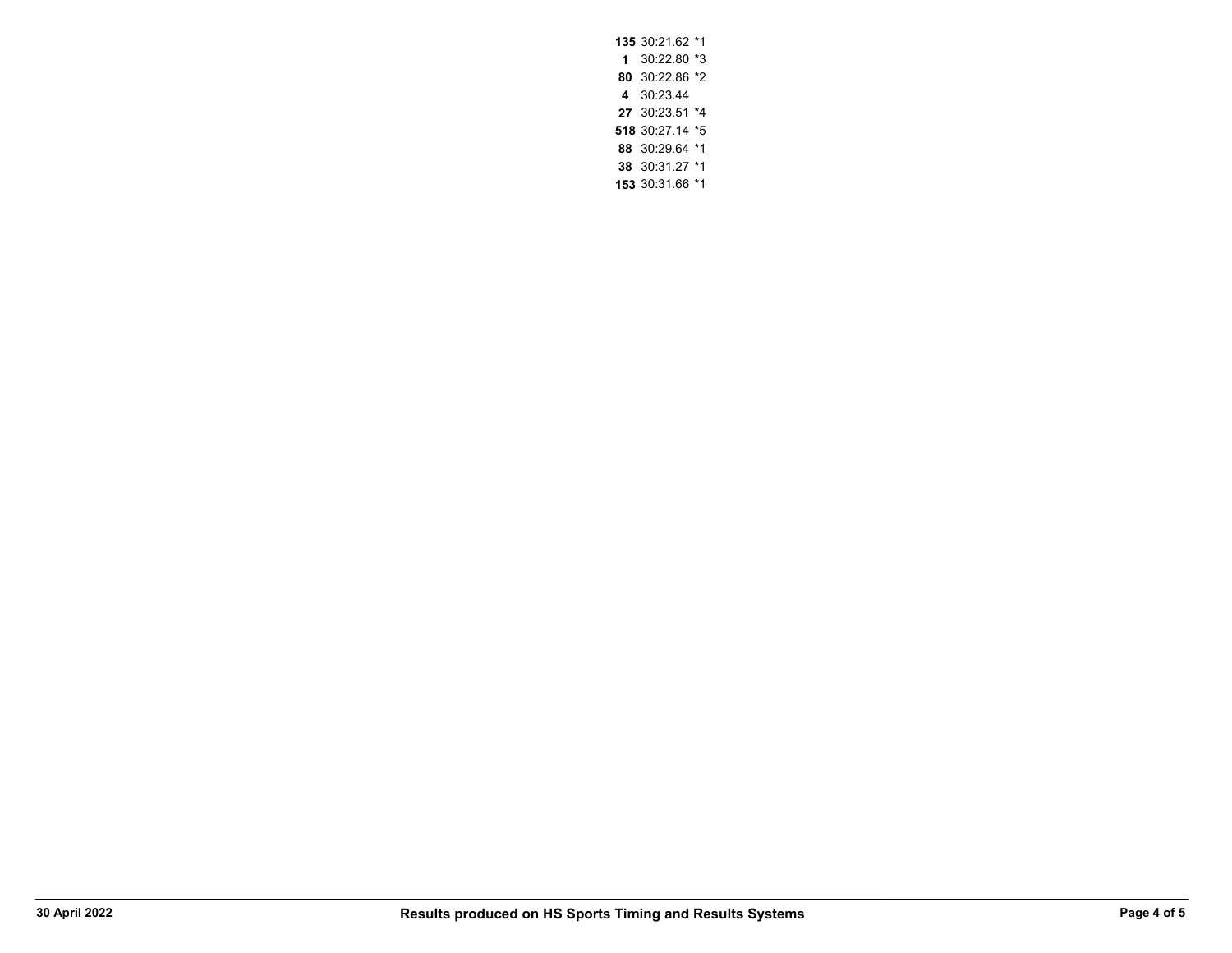**135** 30:21.62 *1
**1** 30:22.80 *3
**80** 30:22.86 *2
**4** 30:23.44
**27** 30:23.51 *4
**518** 30:27.14 *5
**88** 30:29.64 *1
**38** 30:31.27 *1
**153** 30:31.66 *1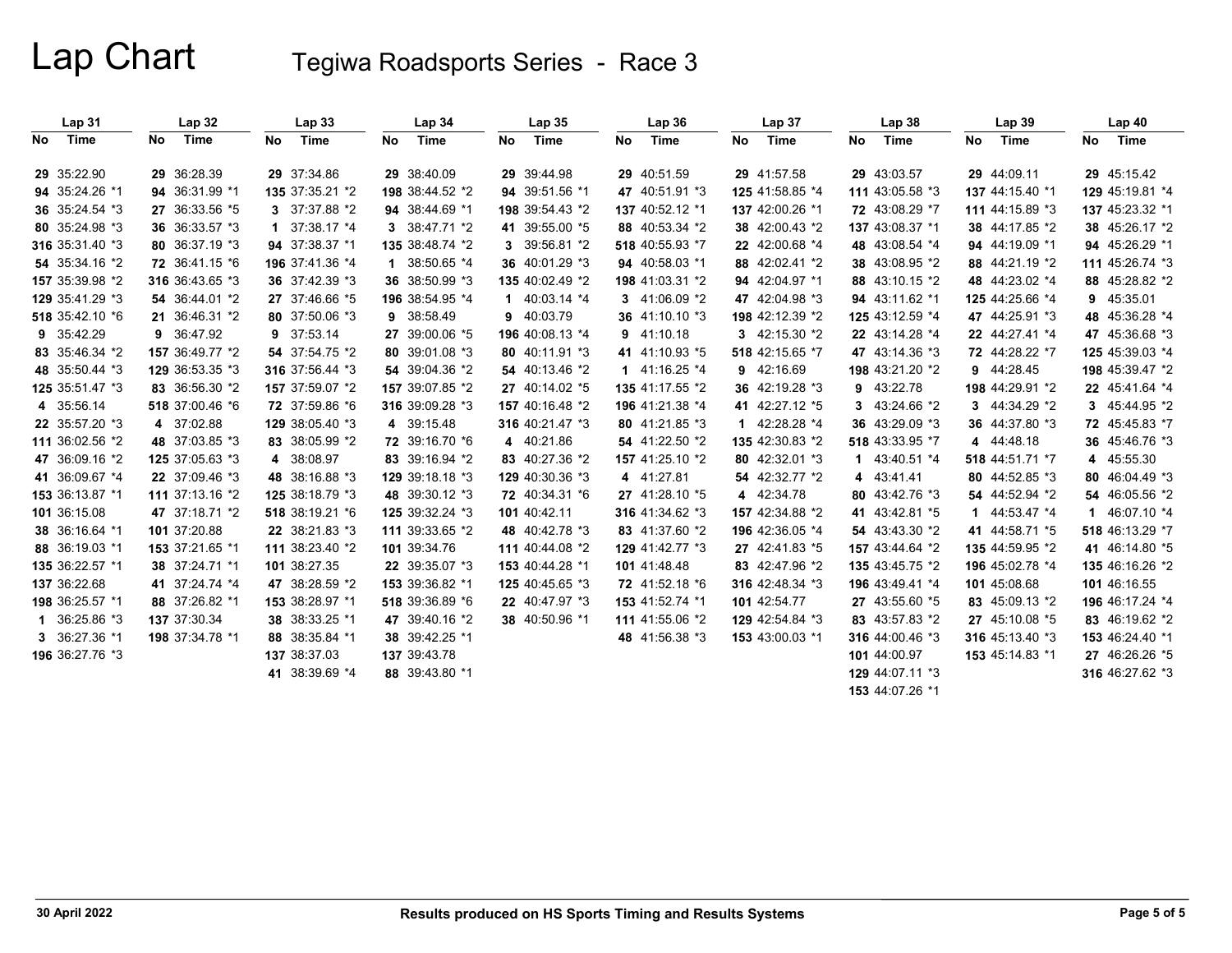# Lap Chart

## Tegiwa Roadsports Series - Race 3

| Lap 31 | | Lap 32 | | Lap 33 | | Lap 34 | | Lap 35 | | Lap 36 | | Lap 37 | | Lap 38 | | Lap 39 | | Lap 40 | |
|---|---|---|---|---|---|---|---|---|---|---|---|---|---|---|---|---|---|---|---|
| No | Time | No | Time | No | Time | No | Time | No | Time | No | Time | No | Time | No | Time | No | Time | No | Time |
| 29 | 35:22.90 | 29 | 36:28.39 | 29 | 37:34.86 | 29 | 38:40.09 | 29 | 39:44.98 | 29 | 40:51.59 | 29 | 41:57.58 | 29 | 43:03.57 | 29 | 44:09.11 | 29 | 45:15.42 |
| 94 | 35:24.26 *1 | 94 | 36:31.99 *1 | 135 | 37:35.21 *2 | 198 | 38:44.52 *2 | 94 | 39:51.56 *1 | 47 | 40:51.91 *3 | 125 | 41:58.85 *4 | 111 | 43:05.58 *3 | 137 | 44:15.40 *1 | 129 | 45:19.81 *4 |
| 36 | 35:24.54 *3 | 27 | 36:33.56 *5 | 3 | 37:37.88 *2 | 94 | 38:44.69 *1 | 198 | 39:54.43 *2 | 137 | 40:52.12 *1 | 137 | 42:00.26 *1 | 72 | 43:08.29 *7 | 111 | 44:15.89 *3 | 137 | 45:23.32 *1 |
| 80 | 35:24.98 *3 | 36 | 36:33.57 *3 | 1 | 37:38.17 *4 | 3 | 38:47.71 *2 | 41 | 39:55.00 *5 | 88 | 40:53.34 *2 | 38 | 42:00.43 *2 | 137 | 43:08.37 *1 | 38 | 44:17.85 *2 | 38 | 45:26.17 *2 |
| 316 | 35:31.40 *3 | 80 | 36:37.19 *3 | 94 | 37:38.37 *1 | 135 | 38:48.74 *2 | 3 | 39:56.81 *2 | 518 | 40:55.93 *7 | 22 | 42:00.68 *4 | 48 | 43:08.54 *4 | 94 | 44:19.09 *1 | 94 | 45:26.29 *1 |
| 54 | 35:34.16 *2 | 72 | 36:41.15 *6 | 196 | 37:41.36 *4 | 1 | 38:50.65 *4 | 36 | 40:01.29 *3 | 94 | 40:58.03 *1 | 88 | 42:02.41 *2 | 38 | 43:08.95 *2 | 88 | 44:21.19 *2 | 111 | 45:26.74 *3 |
| 157 | 35:39.98 *2 | 316 | 36:43.65 *3 | 36 | 37:42.39 *3 | 36 | 38:50.99 *3 | 135 | 40:02.49 *2 | 198 | 41:03.31 *2 | 94 | 42:04.97 *1 | 88 | 43:10.15 *2 | 48 | 44:23.02 *4 | 88 | 45:28.82 *2 |
| 129 | 35:41.29 *3 | 54 | 36:44.01 *2 | 27 | 37:46.66 *5 | 196 | 38:54.95 *4 | 1 | 40:03.14 *4 | 3 | 41:06.09 *2 | 47 | 42:04.98 *3 | 94 | 43:11.62 *1 | 125 | 44:25.66 *4 | 9 | 45:35.01 |
| 518 | 35:42.10 *6 | 21 | 36:46.31 *2 | 80 | 37:50.06 *3 | 9 | 38:58.49 | 9 | 40:03.79 | 36 | 41:10.10 *3 | 198 | 42:12.39 *2 | 125 | 43:12.59 *4 | 47 | 44:25.91 *3 | 48 | 45:36.28 *4 |
| 9 | 35:42.29 | 9 | 36:47.92 | 9 | 37:53.14 | 27 | 39:00.06 *5 | 196 | 40:08.13 *4 | 9 | 41:10.18 | 3 | 42:15.30 *2 | 22 | 43:14.28 *4 | 22 | 44:27.41 *4 | 47 | 45:36.68 *3 |
| 83 | 35:46.34 *2 | 157 | 36:49.77 *2 | 54 | 37:54.75 *2 | 80 | 39:01.08 *3 | 80 | 40:11.91 *3 | 41 | 41:10.93 *5 | 518 | 42:15.65 *7 | 47 | 43:14.36 *3 | 72 | 44:28.22 *7 | 125 | 45:39.03 *4 |
| 48 | 35:50.44 *3 | 129 | 36:53.35 *3 | 316 | 37:56.44 *3 | 54 | 39:04.36 *2 | 54 | 40:13.46 *2 | 1 | 41:16.25 *4 | 9 | 42:16.69 | 198 | 43:21.20 *2 | 9 | 44:28.45 | 198 | 45:39.47 *2 |
| 125 | 35:51.47 *3 | 83 | 36:56.30 *2 | 157 | 37:59.07 *2 | 157 | 39:07.85 *2 | 27 | 40:14.02 *5 | 135 | 41:17.55 *2 | 36 | 42:19.28 *3 | 9 | 43:22.78 | 198 | 44:29.91 *2 | 22 | 45:41.64 *4 |
| 4 | 35:56.14 | 518 | 37:00.46 *6 | 72 | 37:59.86 *6 | 316 | 39:09.28 *3 | 157 | 40:16.48 *2 | 196 | 41:21.38 *4 | 41 | 42:27.12 *5 | 3 | 43:24.66 *2 | 3 | 44:34.29 *2 | 3 | 45:44.95 *2 |
| 22 | 35:57.20 *3 | 4 | 37:02.88 | 129 | 38:05.40 *3 | 4 | 39:15.48 | 316 | 40:21.47 *3 | 80 | 41:21.85 *3 | 1 | 42:28.28 *4 | 36 | 43:29.09 *3 | 36 | 44:37.80 *3 | 72 | 45:45.83 *7 |
| 111 | 36:02.56 *2 | 48 | 37:03.85 *3 | 83 | 38:05.99 *2 | 72 | 39:16.70 *6 | 4 | 40:21.86 | 54 | 41:22.50 *2 | 135 | 42:30.83 *2 | 518 | 43:33.95 *7 | 4 | 44:48.18 | 36 | 45:46.76 *3 |
| 47 | 36:09.16 *2 | 125 | 37:05.63 *3 | 4 | 38:08.97 | 83 | 39:16.94 *2 | 83 | 40:27.36 *2 | 157 | 41:25.10 *2 | 80 | 42:32.01 *3 | 1 | 43:40.51 *4 | 518 | 44:51.71 *7 | 4 | 45:55.30 |
| 41 | 36:09.67 *4 | 22 | 37:09.46 *3 | 48 | 38:16.88 *3 | 129 | 39:18.18 *3 | 129 | 40:30.36 *3 | 4 | 41:27.81 | 54 | 42:32.77 *2 | 4 | 43:41.41 | 80 | 44:52.85 *3 | 80 | 46:04.49 *3 |
| 153 | 36:13.87 *1 | 111 | 37:13.16 *2 | 125 | 38:18.79 *3 | 48 | 39:30.12 *3 | 72 | 40:34.31 *6 | 27 | 41:28.10 *5 | 4 | 42:34.78 | 80 | 43:42.76 *3 | 54 | 44:52.94 *2 | 54 | 46:05.56 *2 |
| 101 | 36:15.08 | 47 | 37:18.71 *2 | 518 | 38:19.21 *6 | 125 | 39:32.24 *3 | 101 | 40:42.11 | 316 | 41:34.62 *3 | 157 | 42:34.88 *2 | 41 | 43:42.81 *5 | 1 | 44:53.47 *4 | 1 | 46:07.10 *4 |
| 38 | 36:16.64 *1 | 101 | 37:20.88 | 22 | 38:21.83 *3 | 111 | 39:33.65 *2 | 48 | 40:42.78 *3 | 83 | 41:37.60 *2 | 196 | 42:36.05 *4 | 54 | 43:43.30 *2 | 41 | 44:58.71 *5 | 518 | 46:13.29 *7 |
| 88 | 36:19.03 *1 | 153 | 37:21.65 *1 | 111 | 38:23.40 *2 | 101 | 39:34.76 | 111 | 40:44.08 *2 | 129 | 41:42.77 *3 | 27 | 42:41.83 *5 | 157 | 43:44.64 *2 | 135 | 44:59.95 *2 | 41 | 46:14.80 *5 |
| 135 | 36:22.57 *1 | 38 | 37:24.71 *1 | 101 | 38:27.35 | 22 | 39:35.07 *3 | 153 | 40:44.28 *1 | 101 | 41:48.48 | 83 | 42:47.96 *2 | 135 | 43:45.75 *2 | 196 | 45:02.78 *4 | 135 | 46:16.26 *2 |
| 137 | 36:22.68 | 41 | 37:24.74 *4 | 47 | 38:28.59 *2 | 153 | 39:36.82 *1 | 125 | 40:45.65 *3 | 72 | 41:52.18 *6 | 316 | 42:48.34 *3 | 196 | 43:49.41 *4 | 101 | 45:08.68 | 101 | 46:16.55 |
| 198 | 36:25.57 *1 | 88 | 37:26.82 *1 | 153 | 38:28.97 *1 | 518 | 39:36.89 *6 | 22 | 40:47.97 *3 | 153 | 41:52.74 *1 | 101 | 42:54.77 | 27 | 43:55.60 *5 | 83 | 45:09.13 *2 | 196 | 46:17.24 *4 |
| 1 | 36:25.86 *3 | 137 | 37:30.34 | 38 | 38:33.25 *1 | 47 | 39:40.16 *2 | 38 | 40:50.96 *1 | 111 | 41:55.06 *2 | 129 | 42:54.84 *3 | 83 | 43:57.83 *2 | 27 | 45:10.08 *5 | 83 | 46:19.62 *2 |
| 3 | 36:27.36 *1 | 198 | 37:34.78 *1 | 88 | 38:35.84 *1 | 38 | 39:42.25 *1 | | | 48 | 41:56.38 *3 | 153 | 43:00.03 *1 | 316 | 44:00.46 *3 | 316 | 45:13.40 *3 | 153 | 46:24.40 *1 |
| 196 | 36:27.76 *3 | | | 137 | 38:37.03 | 137 | 39:43.78 | | | | | | | 101 | 44:00.97 | 153 | 45:14.83 *1 | 27 | 46:26.26 *5 |
| | | | | 41 | 38:39.69 *4 | 88 | 39:43.80 *1 | | | | | | | 129 | 44:07.11 *3 | | | 316 | 46:27.62 *3 |
| | | | | | | | | | | | | | | 153 | 44:07.26 *1 | | | | |

30 April 2022

Results produced on HS Sports Timing and Results Systems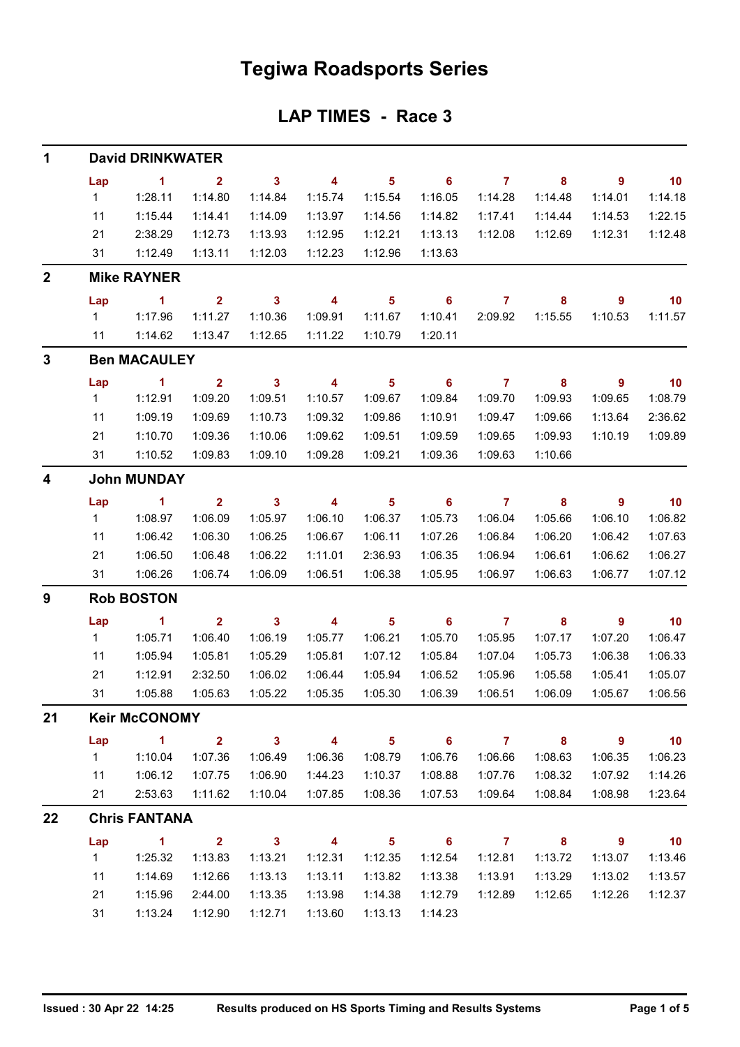# Tegiwa Roadsports Series

## LAP TIMES - Race 3

### 1 David DRINKWATER

| Lap | 1 | 2 | 3 | 4 | 5 | 6 | 7 | 8 | 9 | 10 |
|---|---|---|---|---|---|---|---|---|---|---|
| 1 | 1:28.11 | 1:14.80 | 1:14.84 | 1:15.74 | 1:15.54 | 1:16.05 | 1:14.28 | 1:14.48 | 1:14.01 | 1:14.18 |
| 11 | 1:15.44 | 1:14.41 | 1:14.09 | 1:13.97 | 1:14.56 | 1:14.82 | 1:17.41 | 1:14.44 | 1:14.53 | 1:22.15 |
| 21 | 2:38.29 | 1:12.73 | 1:13.93 | 1:12.95 | 1:12.21 | 1:13.13 | 1:12.08 | 1:12.69 | 1:12.31 | 1:12.48 |
| 31 | 1:12.49 | 1:13.11 | 1:12.03 | 1:12.23 | 1:12.96 | 1:13.63 | | | | |

### 2 Mike RAYNER

| Lap | 1 | 2 | 3 | 4 | 5 | 6 | 7 | 8 | 9 | 10 |
|---|---|---|---|---|---|---|---|---|---|---|
| 1 | 1:17.96 | 1:11.27 | 1:10.36 | 1:09.91 | 1:11.67 | 1:10.41 | 2:09.92 | 1:15.55 | 1:10.53 | 1:11.57 |
| 11 | 1:14.62 | 1:13.47 | 1:12.65 | 1:11.22 | 1:10.79 | 1:20.11 | | | | |

### 3 Ben MACAULEY

| Lap | 1 | 2 | 3 | 4 | 5 | 6 | 7 | 8 | 9 | 10 |
|---|---|---|---|---|---|---|---|---|---|---|
| 1 | 1:12.91 | 1:09.20 | 1:09.51 | 1:10.57 | 1:09.67 | 1:09.84 | 1:09.70 | 1:09.93 | 1:09.65 | 1:08.79 |
| 11 | 1:09.19 | 1:09.69 | 1:10.73 | 1:09.32 | 1:09.86 | 1:10.91 | 1:09.47 | 1:09.66 | 1:13.64 | 2:36.62 |
| 21 | 1:10.70 | 1:09.36 | 1:10.06 | 1:09.62 | 1:09.51 | 1:09.59 | 1:09.65 | 1:09.93 | 1:10.19 | 1:09.89 |
| 31 | 1:10.52 | 1:09.83 | 1:09.10 | 1:09.28 | 1:09.21 | 1:09.36 | 1:09.63 | 1:10.66 | | |

### 4 John MUNDAY

| Lap | 1 | 2 | 3 | 4 | 5 | 6 | 7 | 8 | 9 | 10 |
|---|---|---|---|---|---|---|---|---|---|---|
| 1 | 1:08.97 | 1:06.09 | 1:05.97 | 1:06.10 | 1:06.37 | 1:05.73 | 1:06.04 | 1:05.66 | 1:06.10 | 1:06.82 |
| 11 | 1:06.42 | 1:06.30 | 1:06.25 | 1:06.67 | 1:06.11 | 1:07.26 | 1:06.84 | 1:06.20 | 1:06.42 | 1:07.63 |
| 21 | 1:06.50 | 1:06.48 | 1:06.22 | 1:11.01 | 2:36.93 | 1:06.35 | 1:06.94 | 1:06.61 | 1:06.62 | 1:06.27 |
| 31 | 1:06.26 | 1:06.74 | 1:06.09 | 1:06.51 | 1:06.38 | 1:05.95 | 1:06.97 | 1:06.63 | 1:06.77 | 1:07.12 |

### 9 Rob BOSTON

| Lap | 1 | 2 | 3 | 4 | 5 | 6 | 7 | 8 | 9 | 10 |
|---|---|---|---|---|---|---|---|---|---|---|
| 1 | 1:05.71 | 1:06.40 | 1:06.19 | 1:05.77 | 1:06.21 | 1:05.70 | 1:05.95 | 1:07.17 | 1:07.20 | 1:06.47 |
| 11 | 1:05.94 | 1:05.81 | 1:05.29 | 1:05.81 | 1:07.12 | 1:05.84 | 1:07.04 | 1:05.73 | 1:06.38 | 1:06.33 |
| 21 | 1:12.91 | 2:32.50 | 1:06.02 | 1:06.44 | 1:05.94 | 1:06.52 | 1:05.96 | 1:05.58 | 1:05.41 | 1:05.07 |
| 31 | 1:05.88 | 1:05.63 | 1:05.22 | 1:05.35 | 1:05.30 | 1:06.39 | 1:06.51 | 1:06.09 | 1:05.67 | 1:06.56 |

### 21 Keir McCONOMY

| Lap | 1 | 2 | 3 | 4 | 5 | 6 | 7 | 8 | 9 | 10 |
|---|---|---|---|---|---|---|---|---|---|---|
| 1 | 1:10.04 | 1:07.36 | 1:06.49 | 1:06.36 | 1:08.79 | 1:06.76 | 1:06.66 | 1:08.63 | 1:06.35 | 1:06.23 |
| 11 | 1:06.12 | 1:07.75 | 1:06.90 | 1:44.23 | 1:10.37 | 1:08.88 | 1:07.76 | 1:08.32 | 1:07.92 | 1:14.26 |
| 21 | 2:53.63 | 1:11.62 | 1:10.04 | 1:07.85 | 1:08.36 | 1:07.53 | 1:09.64 | 1:08.84 | 1:08.98 | 1:23.64 |

### 22 Chris FANTANA

| Lap | 1 | 2 | 3 | 4 | 5 | 6 | 7 | 8 | 9 | 10 |
|---|---|---|---|---|---|---|---|---|---|---|
| 1 | 1:25.32 | 1:13.83 | 1:13.21 | 1:12.31 | 1:12.35 | 1:12.54 | 1:12.81 | 1:13.72 | 1:13.07 | 1:13.46 |
| 11 | 1:14.69 | 1:12.66 | 1:13.13 | 1:13.11 | 1:13.82 | 1:13.38 | 1:13.91 | 1:13.29 | 1:13.02 | 1:13.57 |
| 21 | 1:15.96 | 2:44.00 | 1:13.35 | 1:13.98 | 1:14.38 | 1:12.79 | 1:12.89 | 1:12.65 | 1:12.26 | 1:12.37 |
| 31 | 1:13.24 | 1:12.90 | 1:12.71 | 1:13.60 | 1:13.13 | 1:14.23 | | | | |

Issued : 30 Apr 22 14:25 — Results produced on HS Sports Timing and Results Systems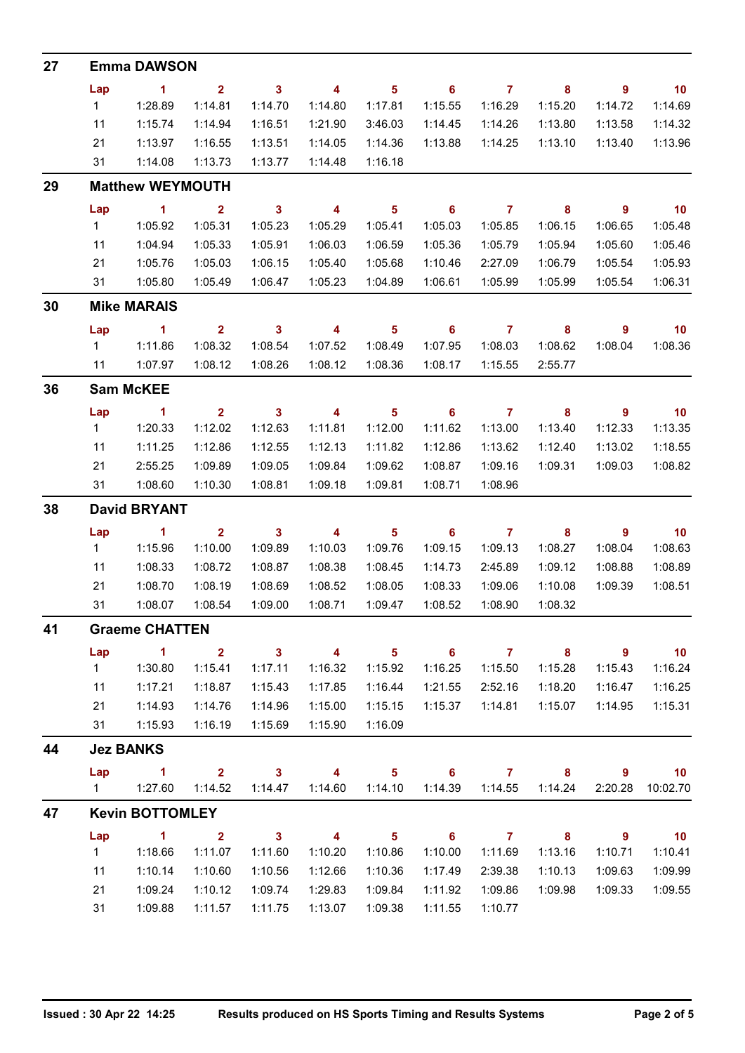## 27 Emma DAWSON

| Lap | 1 | 2 | 3 | 4 | 5 | 6 | 7 | 8 | 9 | 10 |
|---|---|---|---|---|---|---|---|---|---|---|
| 1 | 1:28.89 | 1:14.81 | 1:14.70 | 1:14.80 | 1:17.81 | 1:15.55 | 1:16.29 | 1:15.20 | 1:14.72 | 1:14.69 |
| 11 | 1:15.74 | 1:14.94 | 1:16.51 | 1:21.90 | 3:46.03 | 1:14.45 | 1:14.26 | 1:13.80 | 1:13.58 | 1:14.32 |
| 21 | 1:13.97 | 1:16.55 | 1:13.51 | 1:14.05 | 1:14.36 | 1:13.88 | 1:14.25 | 1:13.10 | 1:13.40 | 1:13.96 |
| 31 | 1:14.08 | 1:13.73 | 1:13.77 | 1:14.48 | 1:16.18 | | | | | |

## 29 Matthew WEYMOUTH

| Lap | 1 | 2 | 3 | 4 | 5 | 6 | 7 | 8 | 9 | 10 |
|---|---|---|---|---|---|---|---|---|---|---|
| 1 | 1:05.92 | 1:05.31 | 1:05.23 | 1:05.29 | 1:05.41 | 1:05.03 | 1:05.85 | 1:06.15 | 1:06.65 | 1:05.48 |
| 11 | 1:04.94 | 1:05.33 | 1:05.91 | 1:06.03 | 1:06.59 | 1:05.36 | 1:05.79 | 1:05.94 | 1:05.60 | 1:05.46 |
| 21 | 1:05.76 | 1:05.03 | 1:06.15 | 1:05.40 | 1:05.68 | 1:10.46 | 2:27.09 | 1:06.79 | 1:05.54 | 1:05.93 |
| 31 | 1:05.80 | 1:05.49 | 1:06.47 | 1:05.23 | 1:04.89 | 1:06.61 | 1:05.99 | 1:05.99 | 1:05.54 | 1:06.31 |

## 30 Mike MARAIS

| Lap | 1 | 2 | 3 | 4 | 5 | 6 | 7 | 8 | 9 | 10 |
|---|---|---|---|---|---|---|---|---|---|---|
| 1 | 1:11.86 | 1:08.32 | 1:08.54 | 1:07.52 | 1:08.49 | 1:07.95 | 1:08.03 | 1:08.62 | 1:08.04 | 1:08.36 |
| 11 | 1:07.97 | 1:08.12 | 1:08.26 | 1:08.12 | 1:08.36 | 1:08.17 | 1:15.55 | 2:55.77 | | |

## 36 Sam McKEE

| Lap | 1 | 2 | 3 | 4 | 5 | 6 | 7 | 8 | 9 | 10 |
|---|---|---|---|---|---|---|---|---|---|---|
| 1 | 1:20.33 | 1:12.02 | 1:12.63 | 1:11.81 | 1:12.00 | 1:11.62 | 1:13.00 | 1:13.40 | 1:12.33 | 1:13.35 |
| 11 | 1:11.25 | 1:12.86 | 1:12.55 | 1:12.13 | 1:11.82 | 1:12.86 | 1:13.62 | 1:12.40 | 1:13.02 | 1:18.55 |
| 21 | 2:55.25 | 1:09.89 | 1:09.05 | 1:09.84 | 1:09.62 | 1:08.87 | 1:09.16 | 1:09.31 | 1:09.03 | 1:08.82 |
| 31 | 1:08.60 | 1:10.30 | 1:08.81 | 1:09.18 | 1:09.81 | 1:08.71 | 1:08.96 | | | |

## 38 David BRYANT

| Lap | 1 | 2 | 3 | 4 | 5 | 6 | 7 | 8 | 9 | 10 |
|---|---|---|---|---|---|---|---|---|---|---|
| 1 | 1:15.96 | 1:10.00 | 1:09.89 | 1:10.03 | 1:09.76 | 1:09.15 | 1:09.13 | 1:08.27 | 1:08.04 | 1:08.63 |
| 11 | 1:08.33 | 1:08.72 | 1:08.87 | 1:08.38 | 1:08.45 | 1:14.73 | 2:45.89 | 1:09.12 | 1:08.88 | 1:08.89 |
| 21 | 1:08.70 | 1:08.19 | 1:08.69 | 1:08.52 | 1:08.05 | 1:08.33 | 1:09.06 | 1:10.08 | 1:09.39 | 1:08.51 |
| 31 | 1:08.07 | 1:08.54 | 1:09.00 | 1:08.71 | 1:09.47 | 1:08.52 | 1:08.90 | 1:08.32 | | |

## 41 Graeme CHATTEN

| Lap | 1 | 2 | 3 | 4 | 5 | 6 | 7 | 8 | 9 | 10 |
|---|---|---|---|---|---|---|---|---|---|---|
| 1 | 1:30.80 | 1:15.41 | 1:17.11 | 1:16.32 | 1:15.92 | 1:16.25 | 1:15.50 | 1:15.28 | 1:15.43 | 1:16.24 |
| 11 | 1:17.21 | 1:18.87 | 1:15.43 | 1:17.85 | 1:16.44 | 1:21.55 | 2:52.16 | 1:18.20 | 1:16.47 | 1:16.25 |
| 21 | 1:14.93 | 1:14.76 | 1:14.96 | 1:15.00 | 1:15.15 | 1:15.37 | 1:14.81 | 1:15.07 | 1:14.95 | 1:15.31 |
| 31 | 1:15.93 | 1:16.19 | 1:15.69 | 1:15.90 | 1:16.09 | | | | | |

## 44 Jez BANKS

| Lap | 1 | 2 | 3 | 4 | 5 | 6 | 7 | 8 | 9 | 10 |
|---|---|---|---|---|---|---|---|---|---|---|
| 1 | 1:27.60 | 1:14.52 | 1:14.47 | 1:14.60 | 1:14.10 | 1:14.39 | 1:14.55 | 1:14.24 | 2:20.28 | 10:02.70 |

## 47 Kevin BOTTOMLEY

| Lap | 1 | 2 | 3 | 4 | 5 | 6 | 7 | 8 | 9 | 10 |
|---|---|---|---|---|---|---|---|---|---|---|
| 1 | 1:18.66 | 1:11.07 | 1:11.60 | 1:10.20 | 1:10.86 | 1:10.00 | 1:11.69 | 1:13.16 | 1:10.71 | 1:10.41 |
| 11 | 1:10.14 | 1:10.60 | 1:10.56 | 1:12.66 | 1:10.36 | 1:17.49 | 2:39.38 | 1:10.13 | 1:09.63 | 1:09.99 |
| 21 | 1:09.24 | 1:10.12 | 1:09.74 | 1:29.83 | 1:09.84 | 1:11.92 | 1:09.86 | 1:09.98 | 1:09.33 | 1:09.55 |
| 31 | 1:09.88 | 1:11.57 | 1:11.75 | 1:13.07 | 1:09.38 | 1:11.55 | 1:10.77 | | | |

Issued : 30 Apr 22 14:25 Results produced on HS Sports Timing and Results Systems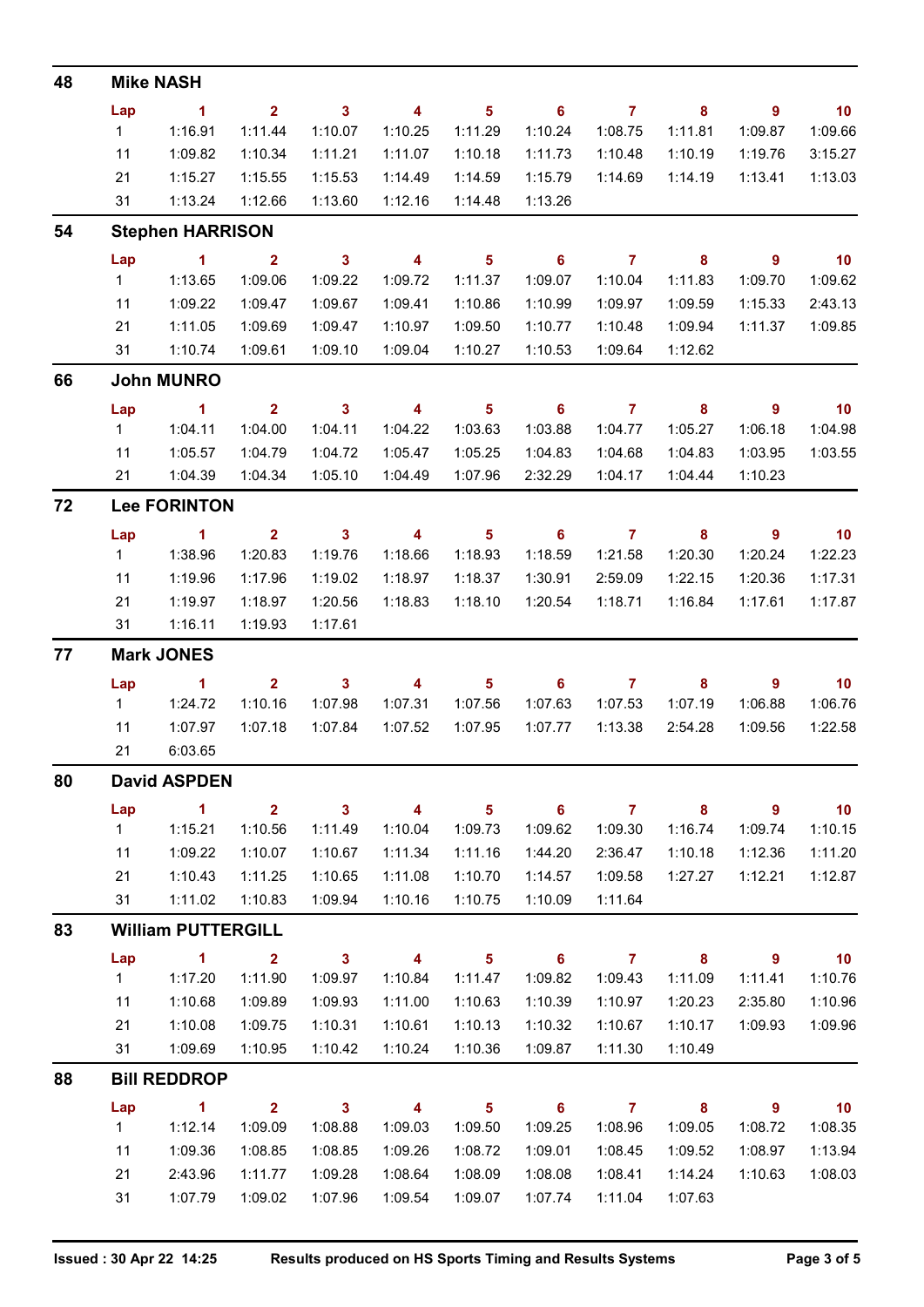## 48 Mike NASH

| Lap | 1 | 2 | 3 | 4 | 5 | 6 | 7 | 8 | 9 | 10 |
|---|---|---|---|---|---|---|---|---|---|---|
| 1 | 1:16.91 | 1:11.44 | 1:10.07 | 1:10.25 | 1:11.29 | 1:10.24 | 1:08.75 | 1:11.81 | 1:09.87 | 1:09.66 |
| 11 | 1:09.82 | 1:10.34 | 1:11.21 | 1:11.07 | 1:10.18 | 1:11.73 | 1:10.48 | 1:10.19 | 1:19.76 | 3:15.27 |
| 21 | 1:15.27 | 1:15.55 | 1:15.53 | 1:14.49 | 1:14.59 | 1:15.79 | 1:14.69 | 1:14.19 | 1:13.41 | 1:13.03 |
| 31 | 1:13.24 | 1:12.66 | 1:13.60 | 1:12.16 | 1:14.48 | 1:13.26 | | | | |

## 54 Stephen HARRISON

| Lap | 1 | 2 | 3 | 4 | 5 | 6 | 7 | 8 | 9 | 10 |
|---|---|---|---|---|---|---|---|---|---|---|
| 1 | 1:13.65 | 1:09.06 | 1:09.22 | 1:09.72 | 1:11.37 | 1:09.07 | 1:10.04 | 1:11.83 | 1:09.70 | 1:09.62 |
| 11 | 1:09.22 | 1:09.47 | 1:09.67 | 1:09.41 | 1:10.86 | 1:10.99 | 1:09.97 | 1:09.59 | 1:15.33 | 2:43.13 |
| 21 | 1:11.05 | 1:09.69 | 1:09.47 | 1:10.97 | 1:09.50 | 1:10.77 | 1:10.48 | 1:09.94 | 1:11.37 | 1:09.85 |
| 31 | 1:10.74 | 1:09.61 | 1:09.10 | 1:09.04 | 1:10.27 | 1:10.53 | 1:09.64 | 1:12.62 | | |

## 66 John MUNRO

| Lap | 1 | 2 | 3 | 4 | 5 | 6 | 7 | 8 | 9 | 10 |
|---|---|---|---|---|---|---|---|---|---|---|
| 1 | 1:04.11 | 1:04.00 | 1:04.11 | 1:04.22 | 1:03.63 | 1:03.88 | 1:04.77 | 1:05.27 | 1:06.18 | 1:04.98 |
| 11 | 1:05.57 | 1:04.79 | 1:04.72 | 1:05.47 | 1:05.25 | 1:04.83 | 1:04.68 | 1:04.83 | 1:03.95 | 1:03.55 |
| 21 | 1:04.39 | 1:04.34 | 1:05.10 | 1:04.49 | 1:07.96 | 2:32.29 | 1:04.17 | 1:04.44 | 1:10.23 | |

## 72 Lee FORINTON

| Lap | 1 | 2 | 3 | 4 | 5 | 6 | 7 | 8 | 9 | 10 |
|---|---|---|---|---|---|---|---|---|---|---|
| 1 | 1:38.96 | 1:20.83 | 1:19.76 | 1:18.66 | 1:18.93 | 1:18.59 | 1:21.58 | 1:20.30 | 1:20.24 | 1:22.23 |
| 11 | 1:19.96 | 1:17.96 | 1:19.02 | 1:18.97 | 1:18.37 | 1:30.91 | 2:59.09 | 1:22.15 | 1:20.36 | 1:17.31 |
| 21 | 1:19.97 | 1:18.97 | 1:20.56 | 1:18.83 | 1:18.10 | 1:20.54 | 1:18.71 | 1:16.84 | 1:17.61 | 1:17.87 |
| 31 | 1:16.11 | 1:19.93 | 1:17.61 | | | | | | | |

## 77 Mark JONES

| Lap | 1 | 2 | 3 | 4 | 5 | 6 | 7 | 8 | 9 | 10 |
|---|---|---|---|---|---|---|---|---|---|---|
| 1 | 1:24.72 | 1:10.16 | 1:07.98 | 1:07.31 | 1:07.56 | 1:07.63 | 1:07.53 | 1:07.19 | 1:06.88 | 1:06.76 |
| 11 | 1:07.97 | 1:07.18 | 1:07.84 | 1:07.52 | 1:07.95 | 1:07.77 | 1:13.38 | 2:54.28 | 1:09.56 | 1:22.58 |
| 21 | 6:03.65 | | | | | | | | | |

## 80 David ASPDEN

| Lap | 1 | 2 | 3 | 4 | 5 | 6 | 7 | 8 | 9 | 10 |
|---|---|---|---|---|---|---|---|---|---|---|
| 1 | 1:15.21 | 1:10.56 | 1:11.49 | 1:10.04 | 1:09.73 | 1:09.62 | 1:09.30 | 1:16.74 | 1:09.74 | 1:10.15 |
| 11 | 1:09.22 | 1:10.07 | 1:10.67 | 1:11.34 | 1:11.16 | 1:44.20 | 2:36.47 | 1:10.18 | 1:12.36 | 1:11.20 |
| 21 | 1:10.43 | 1:11.25 | 1:10.65 | 1:11.08 | 1:10.70 | 1:14.57 | 1:09.58 | 1:27.27 | 1:12.21 | 1:12.87 |
| 31 | 1:11.02 | 1:10.83 | 1:09.94 | 1:10.16 | 1:10.75 | 1:10.09 | 1:11.64 | | | |

## 83 William PUTTERGILL

| Lap | 1 | 2 | 3 | 4 | 5 | 6 | 7 | 8 | 9 | 10 |
|---|---|---|---|---|---|---|---|---|---|---|
| 1 | 1:17.20 | 1:11.90 | 1:09.97 | 1:10.84 | 1:11.47 | 1:09.82 | 1:09.43 | 1:11.09 | 1:11.41 | 1:10.76 |
| 11 | 1:10.68 | 1:09.89 | 1:09.93 | 1:11.00 | 1:10.63 | 1:10.39 | 1:10.97 | 1:20.23 | 2:35.80 | 1:10.96 |
| 21 | 1:10.08 | 1:09.75 | 1:10.31 | 1:10.61 | 1:10.13 | 1:10.32 | 1:10.67 | 1:10.17 | 1:09.93 | 1:09.96 |
| 31 | 1:09.69 | 1:10.95 | 1:10.42 | 1:10.24 | 1:10.36 | 1:09.87 | 1:11.30 | 1:10.49 | | |

## 88 Bill REDDROP

| Lap | 1 | 2 | 3 | 4 | 5 | 6 | 7 | 8 | 9 | 10 |
|---|---|---|---|---|---|---|---|---|---|---|
| 1 | 1:12.14 | 1:09.09 | 1:08.88 | 1:09.03 | 1:09.50 | 1:09.25 | 1:08.96 | 1:09.05 | 1:08.72 | 1:08.35 |
| 11 | 1:09.36 | 1:08.85 | 1:08.85 | 1:09.26 | 1:08.72 | 1:09.01 | 1:08.45 | 1:09.52 | 1:08.97 | 1:13.94 |
| 21 | 2:43.96 | 1:11.77 | 1:09.28 | 1:08.64 | 1:08.09 | 1:08.08 | 1:08.41 | 1:14.24 | 1:10.63 | 1:08.03 |
| 31 | 1:07.79 | 1:09.02 | 1:07.96 | 1:09.54 | 1:09.07 | 1:07.74 | 1:11.04 | 1:07.63 | | |

Issued : 30 Apr 22 14:25 Results produced on HS Sports Timing and Results Systems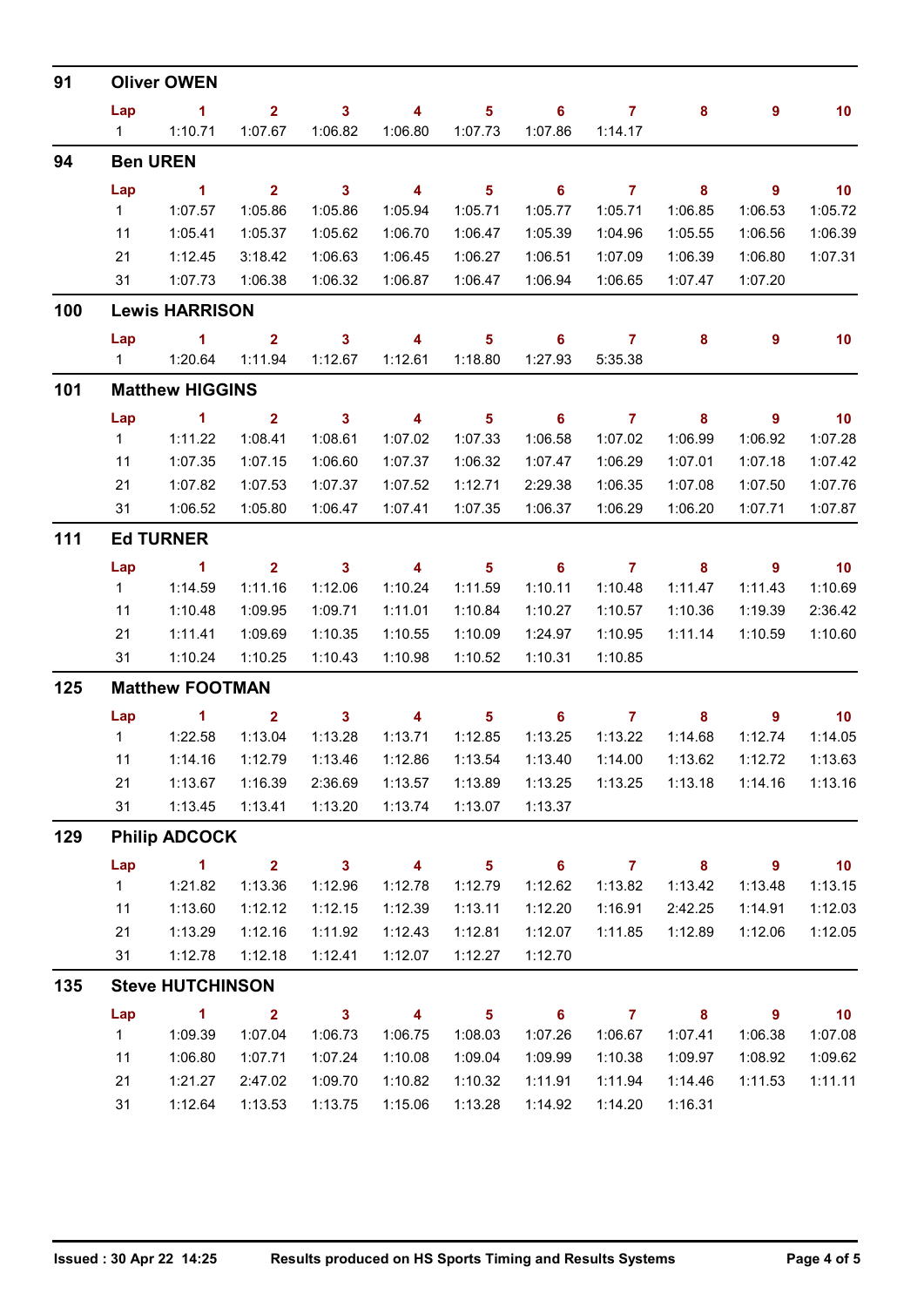## 91 Oliver OWEN

| Lap | 1 | 2 | 3 | 4 | 5 | 6 | 7 | 8 | 9 | 10 |
|---|---|---|---|---|---|---|---|---|---|---|
| 1 | 1:10.71 | 1:07.67 | 1:06.82 | 1:06.80 | 1:07.73 | 1:07.86 | 1:14.17 | | | |

## 94 Ben UREN

| Lap | 1 | 2 | 3 | 4 | 5 | 6 | 7 | 8 | 9 | 10 |
|---|---|---|---|---|---|---|---|---|---|---|
| 1 | 1:07.57 | 1:05.86 | 1:05.86 | 1:05.94 | 1:05.71 | 1:05.77 | 1:05.71 | 1:06.85 | 1:06.53 | 1:05.72 |
| 11 | 1:05.41 | 1:05.37 | 1:05.62 | 1:06.70 | 1:06.47 | 1:05.39 | 1:04.96 | 1:05.55 | 1:06.56 | 1:06.39 |
| 21 | 1:12.45 | 3:18.42 | 1:06.63 | 1:06.45 | 1:06.27 | 1:06.51 | 1:07.09 | 1:06.39 | 1:06.80 | 1:07.31 |
| 31 | 1:07.73 | 1:06.38 | 1:06.32 | 1:06.87 | 1:06.47 | 1:06.94 | 1:06.65 | 1:07.47 | 1:07.20 | |

## 100 Lewis HARRISON

| Lap | 1 | 2 | 3 | 4 | 5 | 6 | 7 | 8 | 9 | 10 |
|---|---|---|---|---|---|---|---|---|---|---|
| 1 | 1:20.64 | 1:11.94 | 1:12.67 | 1:12.61 | 1:18.80 | 1:27.93 | 5:35.38 | | | |

## 101 Matthew HIGGINS

| Lap | 1 | 2 | 3 | 4 | 5 | 6 | 7 | 8 | 9 | 10 |
|---|---|---|---|---|---|---|---|---|---|---|
| 1 | 1:11.22 | 1:08.41 | 1:08.61 | 1:07.02 | 1:07.33 | 1:06.58 | 1:07.02 | 1:06.99 | 1:06.92 | 1:07.28 |
| 11 | 1:07.35 | 1:07.15 | 1:06.60 | 1:07.37 | 1:06.32 | 1:07.47 | 1:06.29 | 1:07.01 | 1:07.18 | 1:07.42 |
| 21 | 1:07.82 | 1:07.53 | 1:07.37 | 1:07.52 | 1:12.71 | 2:29.38 | 1:06.35 | 1:07.08 | 1:07.50 | 1:07.76 |
| 31 | 1:06.52 | 1:05.80 | 1:06.47 | 1:07.41 | 1:07.35 | 1:06.37 | 1:06.29 | 1:06.20 | 1:07.71 | 1:07.87 |

## 111 Ed TURNER

| Lap | 1 | 2 | 3 | 4 | 5 | 6 | 7 | 8 | 9 | 10 |
|---|---|---|---|---|---|---|---|---|---|---|
| 1 | 1:14.59 | 1:11.16 | 1:12.06 | 1:10.24 | 1:11.59 | 1:10.11 | 1:10.48 | 1:11.47 | 1:11.43 | 1:10.69 |
| 11 | 1:10.48 | 1:09.95 | 1:09.71 | 1:11.01 | 1:10.84 | 1:10.27 | 1:10.57 | 1:10.36 | 1:19.39 | 2:36.42 |
| 21 | 1:11.41 | 1:09.69 | 1:10.35 | 1:10.55 | 1:10.09 | 1:24.97 | 1:10.95 | 1:11.14 | 1:10.59 | 1:10.60 |
| 31 | 1:10.24 | 1:10.25 | 1:10.43 | 1:10.98 | 1:10.52 | 1:10.31 | 1:10.85 | | | |

## 125 Matthew FOOTMAN

| Lap | 1 | 2 | 3 | 4 | 5 | 6 | 7 | 8 | 9 | 10 |
|---|---|---|---|---|---|---|---|---|---|---|
| 1 | 1:22.58 | 1:13.04 | 1:13.28 | 1:13.71 | 1:12.85 | 1:13.25 | 1:13.22 | 1:14.68 | 1:12.74 | 1:14.05 |
| 11 | 1:14.16 | 1:12.79 | 1:13.46 | 1:12.86 | 1:13.54 | 1:13.40 | 1:14.00 | 1:13.62 | 1:12.72 | 1:13.63 |
| 21 | 1:13.67 | 1:16.39 | 2:36.69 | 1:13.57 | 1:13.89 | 1:13.25 | 1:13.25 | 1:13.18 | 1:14.16 | 1:13.16 |
| 31 | 1:13.45 | 1:13.41 | 1:13.20 | 1:13.74 | 1:13.07 | 1:13.37 | | | | |

## 129 Philip ADCOCK

| Lap | 1 | 2 | 3 | 4 | 5 | 6 | 7 | 8 | 9 | 10 |
|---|---|---|---|---|---|---|---|---|---|---|
| 1 | 1:21.82 | 1:13.36 | 1:12.96 | 1:12.78 | 1:12.79 | 1:12.62 | 1:13.82 | 1:13.42 | 1:13.48 | 1:13.15 |
| 11 | 1:13.60 | 1:12.12 | 1:12.15 | 1:12.39 | 1:13.11 | 1:12.20 | 1:16.91 | 2:42.25 | 1:14.91 | 1:12.03 |
| 21 | 1:13.29 | 1:12.16 | 1:11.92 | 1:12.43 | 1:12.81 | 1:12.07 | 1:11.85 | 1:12.89 | 1:12.06 | 1:12.05 |
| 31 | 1:12.78 | 1:12.18 | 1:12.41 | 1:12.07 | 1:12.27 | 1:12.70 | | | | |

## 135 Steve HUTCHINSON

| Lap | 1 | 2 | 3 | 4 | 5 | 6 | 7 | 8 | 9 | 10 |
|---|---|---|---|---|---|---|---|---|---|---|
| 1 | 1:09.39 | 1:07.04 | 1:06.73 | 1:06.75 | 1:08.03 | 1:07.26 | 1:06.67 | 1:07.41 | 1:06.38 | 1:07.08 |
| 11 | 1:06.80 | 1:07.71 | 1:07.24 | 1:10.08 | 1:09.04 | 1:09.99 | 1:10.38 | 1:09.97 | 1:08.92 | 1:09.62 |
| 21 | 1:21.27 | 2:47.02 | 1:09.70 | 1:10.82 | 1:10.32 | 1:11.91 | 1:11.94 | 1:14.46 | 1:11.53 | 1:11.11 |
| 31 | 1:12.64 | 1:13.53 | 1:13.75 | 1:15.06 | 1:13.28 | 1:14.92 | 1:14.20 | 1:16.31 | | |

Issued : 30 Apr 22 14:25 Results produced on HS Sports Timing and Results Systems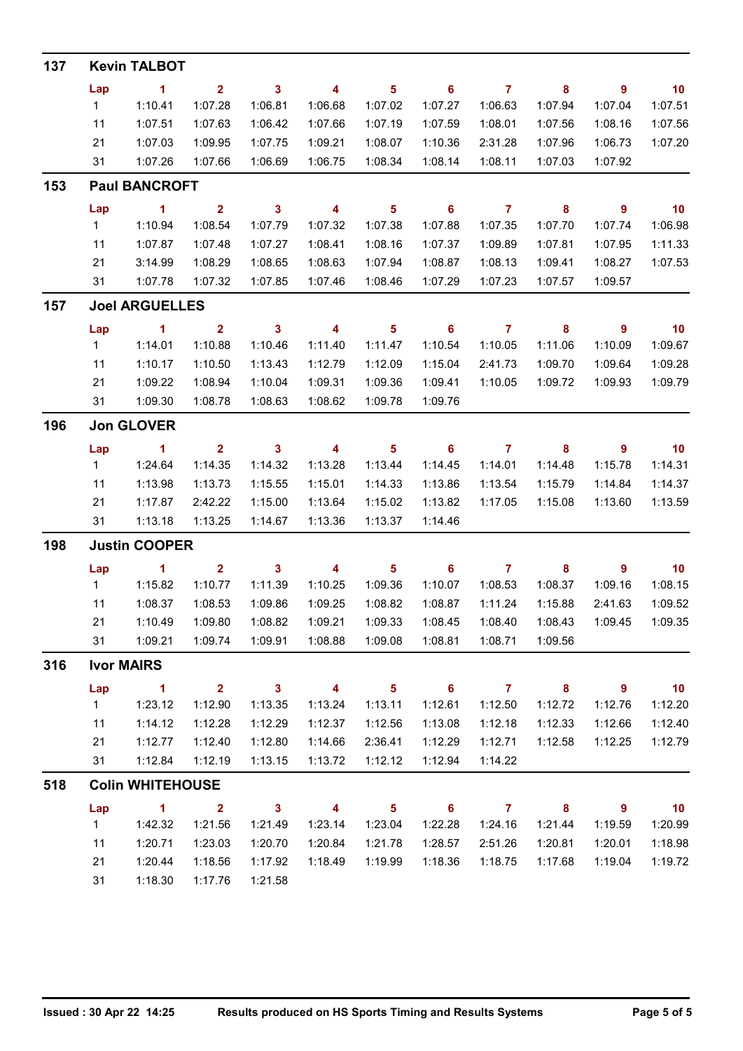## 137 Kevin TALBOT

| Lap | 1 | 2 | 3 | 4 | 5 | 6 | 7 | 8 | 9 | 10 |
|---|---|---|---|---|---|---|---|---|---|---|
| 1 | 1:10.41 | 1:07.28 | 1:06.81 | 1:06.68 | 1:07.02 | 1:07.27 | 1:06.63 | 1:07.94 | 1:07.04 | 1:07.51 |
| 11 | 1:07.51 | 1:07.63 | 1:06.42 | 1:07.66 | 1:07.19 | 1:07.59 | 1:08.01 | 1:07.56 | 1:08.16 | 1:07.56 |
| 21 | 1:07.03 | 1:09.95 | 1:07.75 | 1:09.21 | 1:08.07 | 1:10.36 | 2:31.28 | 1:07.96 | 1:06.73 | 1:07.20 |
| 31 | 1:07.26 | 1:07.66 | 1:06.69 | 1:06.75 | 1:08.34 | 1:08.14 | 1:08.11 | 1:07.03 | 1:07.92 | |

## 153 Paul BANCROFT

| Lap | 1 | 2 | 3 | 4 | 5 | 6 | 7 | 8 | 9 | 10 |
|---|---|---|---|---|---|---|---|---|---|---|
| 1 | 1:10.94 | 1:08.54 | 1:07.79 | 1:07.32 | 1:07.38 | 1:07.88 | 1:07.35 | 1:07.70 | 1:07.74 | 1:06.98 |
| 11 | 1:07.87 | 1:07.48 | 1:07.27 | 1:08.41 | 1:08.16 | 1:07.37 | 1:09.89 | 1:07.81 | 1:07.95 | 1:11.33 |
| 21 | 3:14.99 | 1:08.29 | 1:08.65 | 1:08.63 | 1:07.94 | 1:08.87 | 1:08.13 | 1:09.41 | 1:08.27 | 1:07.53 |
| 31 | 1:07.78 | 1:07.32 | 1:07.85 | 1:07.46 | 1:08.46 | 1:07.29 | 1:07.23 | 1:07.57 | 1:09.57 | |

## 157 Joel ARGUELLES

| Lap | 1 | 2 | 3 | 4 | 5 | 6 | 7 | 8 | 9 | 10 |
|---|---|---|---|---|---|---|---|---|---|---|
| 1 | 1:14.01 | 1:10.88 | 1:10.46 | 1:11.40 | 1:11.47 | 1:10.54 | 1:10.05 | 1:11.06 | 1:10.09 | 1:09.67 |
| 11 | 1:10.17 | 1:10.50 | 1:13.43 | 1:12.79 | 1:12.09 | 1:15.04 | 2:41.73 | 1:09.70 | 1:09.64 | 1:09.28 |
| 21 | 1:09.22 | 1:08.94 | 1:10.04 | 1:09.31 | 1:09.36 | 1:09.41 | 1:10.05 | 1:09.72 | 1:09.93 | 1:09.79 |
| 31 | 1:09.30 | 1:08.78 | 1:08.63 | 1:08.62 | 1:09.78 | 1:09.76 | | | | |

## 196 Jon GLOVER

| Lap | 1 | 2 | 3 | 4 | 5 | 6 | 7 | 8 | 9 | 10 |
|---|---|---|---|---|---|---|---|---|---|---|
| 1 | 1:24.64 | 1:14.35 | 1:14.32 | 1:13.28 | 1:13.44 | 1:14.45 | 1:14.01 | 1:14.48 | 1:15.78 | 1:14.31 |
| 11 | 1:13.98 | 1:13.73 | 1:15.55 | 1:15.01 | 1:14.33 | 1:13.86 | 1:13.54 | 1:15.79 | 1:14.84 | 1:14.37 |
| 21 | 1:17.87 | 2:42.22 | 1:15.00 | 1:13.64 | 1:15.02 | 1:13.82 | 1:17.05 | 1:15.08 | 1:13.60 | 1:13.59 |
| 31 | 1:13.18 | 1:13.25 | 1:14.67 | 1:13.36 | 1:13.37 | 1:14.46 | | | | |

## 198 Justin COOPER

| Lap | 1 | 2 | 3 | 4 | 5 | 6 | 7 | 8 | 9 | 10 |
|---|---|---|---|---|---|---|---|---|---|---|
| 1 | 1:15.82 | 1:10.77 | 1:11.39 | 1:10.25 | 1:09.36 | 1:10.07 | 1:08.53 | 1:08.37 | 1:09.16 | 1:08.15 |
| 11 | 1:08.37 | 1:08.53 | 1:09.86 | 1:09.25 | 1:08.82 | 1:08.87 | 1:11.24 | 1:15.88 | 2:41.63 | 1:09.52 |
| 21 | 1:10.49 | 1:09.80 | 1:08.82 | 1:09.21 | 1:09.33 | 1:08.45 | 1:08.40 | 1:08.43 | 1:09.45 | 1:09.35 |
| 31 | 1:09.21 | 1:09.74 | 1:09.91 | 1:08.88 | 1:09.08 | 1:08.81 | 1:08.71 | 1:09.56 | | |

## 316 Ivor MAIRS

| Lap | 1 | 2 | 3 | 4 | 5 | 6 | 7 | 8 | 9 | 10 |
|---|---|---|---|---|---|---|---|---|---|---|
| 1 | 1:23.12 | 1:12.90 | 1:13.35 | 1:13.24 | 1:13.11 | 1:12.61 | 1:12.50 | 1:12.72 | 1:12.76 | 1:12.20 |
| 11 | 1:14.12 | 1:12.28 | 1:12.29 | 1:12.37 | 1:12.56 | 1:13.08 | 1:12.18 | 1:12.33 | 1:12.66 | 1:12.40 |
| 21 | 1:12.77 | 1:12.40 | 1:12.80 | 1:14.66 | 2:36.41 | 1:12.29 | 1:12.71 | 1:12.58 | 1:12.25 | 1:12.79 |
| 31 | 1:12.84 | 1:12.19 | 1:13.15 | 1:13.72 | 1:12.12 | 1:12.94 | 1:14.22 | | | |

## 518 Colin WHITEHOUSE

| Lap | 1 | 2 | 3 | 4 | 5 | 6 | 7 | 8 | 9 | 10 |
|---|---|---|---|---|---|---|---|---|---|---|
| 1 | 1:42.32 | 1:21.56 | 1:21.49 | 1:23.14 | 1:23.04 | 1:22.28 | 1:24.16 | 1:21.44 | 1:19.59 | 1:20.99 |
| 11 | 1:20.71 | 1:23.03 | 1:20.70 | 1:20.84 | 1:21.78 | 1:28.57 | 2:51.26 | 1:20.81 | 1:20.01 | 1:18.98 |
| 21 | 1:20.44 | 1:18.56 | 1:17.92 | 1:18.49 | 1:19.99 | 1:18.36 | 1:18.75 | 1:17.68 | 1:19.04 | 1:19.72 |
| 31 | 1:18.30 | 1:17.76 | 1:21.58 | | | | | | | |

Issued : 30 Apr 22 14:25 Results produced on HS Sports Timing and Results Systems